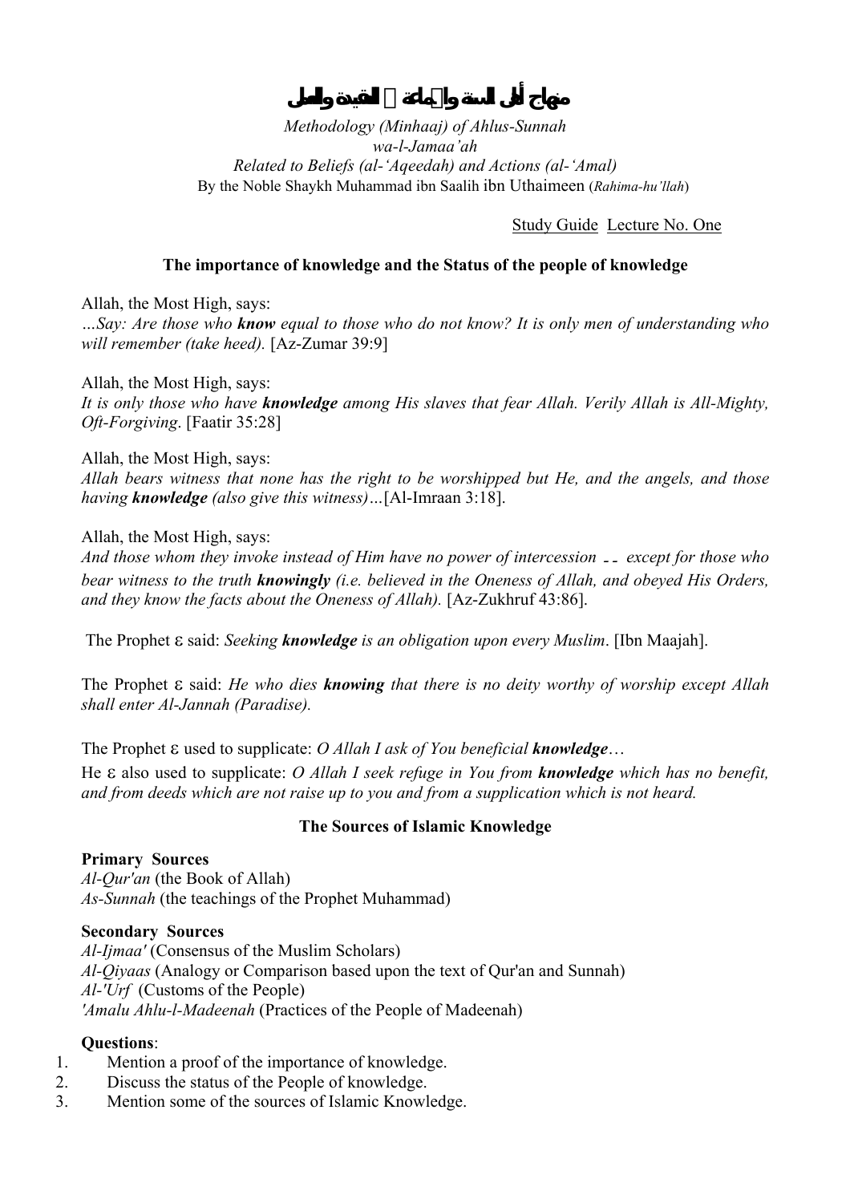# منهاج أهل السنة والجماعة في العقيدة والعمل

*Methodology (Minhaaj) of Ahlus-Sunnah wa-l-Jamaa'ah*
*Related to Beliefs (al-'Aqeedah) and Actions (al-'Amal)*
By the Noble Shaykh Muhammad ibn Saalih ibn Uthaimeen (*Rahima-hu'llah*)

Study Guide Lecture No. One

### The importance of knowledge and the Status of the people of knowledge

Allah, the Most High, says:
*…Say: Are those who **know** equal to those who do not know? It is only men of understanding who will remember (take heed).* [Az-Zumar 39:9]

Allah, the Most High, says:
*It is only those who have **knowledge** among His slaves that fear Allah. Verily Allah is All-Mighty, Oft-Forgiving.* [Faatir 35:28]

Allah, the Most High, says:
*Allah bears witness that none has the right to be worshipped but He, and the angels, and those having **knowledge** (also give this witness)…*[Al-Imraan 3:18].

Allah, the Most High, says:
*And those whom they invoke instead of Him have no power of intercession -- except for those who bear witness to the truth **knowingly** (i.e. believed in the Oneness of Allah, and obeyed His Orders, and they know the facts about the Oneness of Allah).* [Az-Zukhruf 43:86].

The Prophet ε said: *Seeking **knowledge** is an obligation upon every Muslim*. [Ibn Maajah].

The Prophet ε said: *He who dies **knowing** that there is no deity worthy of worship except Allah shall enter Al-Jannah (Paradise).*

The Prophet ε used to supplicate: *O Allah I ask of You beneficial **knowledge**…*

He ε also used to supplicate: *O Allah I seek refuge in You from **knowledge** which has no benefit, and from deeds which are not raise up to you and from a supplication which is not heard.*

### The Sources of Islamic Knowledge

**Primary Sources**
*Al-Qur'an* (the Book of Allah)
*As-Sunnah* (the teachings of the Prophet Muhammad)

**Secondary Sources**
*Al-Ijmaa'* (Consensus of the Muslim Scholars)
*Al-Qiyaas* (Analogy or Comparison based upon the text of Qur'an and Sunnah)
*Al-'Urf* (Customs of the People)
*'Amalu Ahlu-l-Madeenah* (Practices of the People of Madeenah)

**Questions**:

1. Mention a proof of the importance of knowledge.
2. Discuss the status of the People of knowledge.
3. Mention some of the sources of Islamic Knowledge.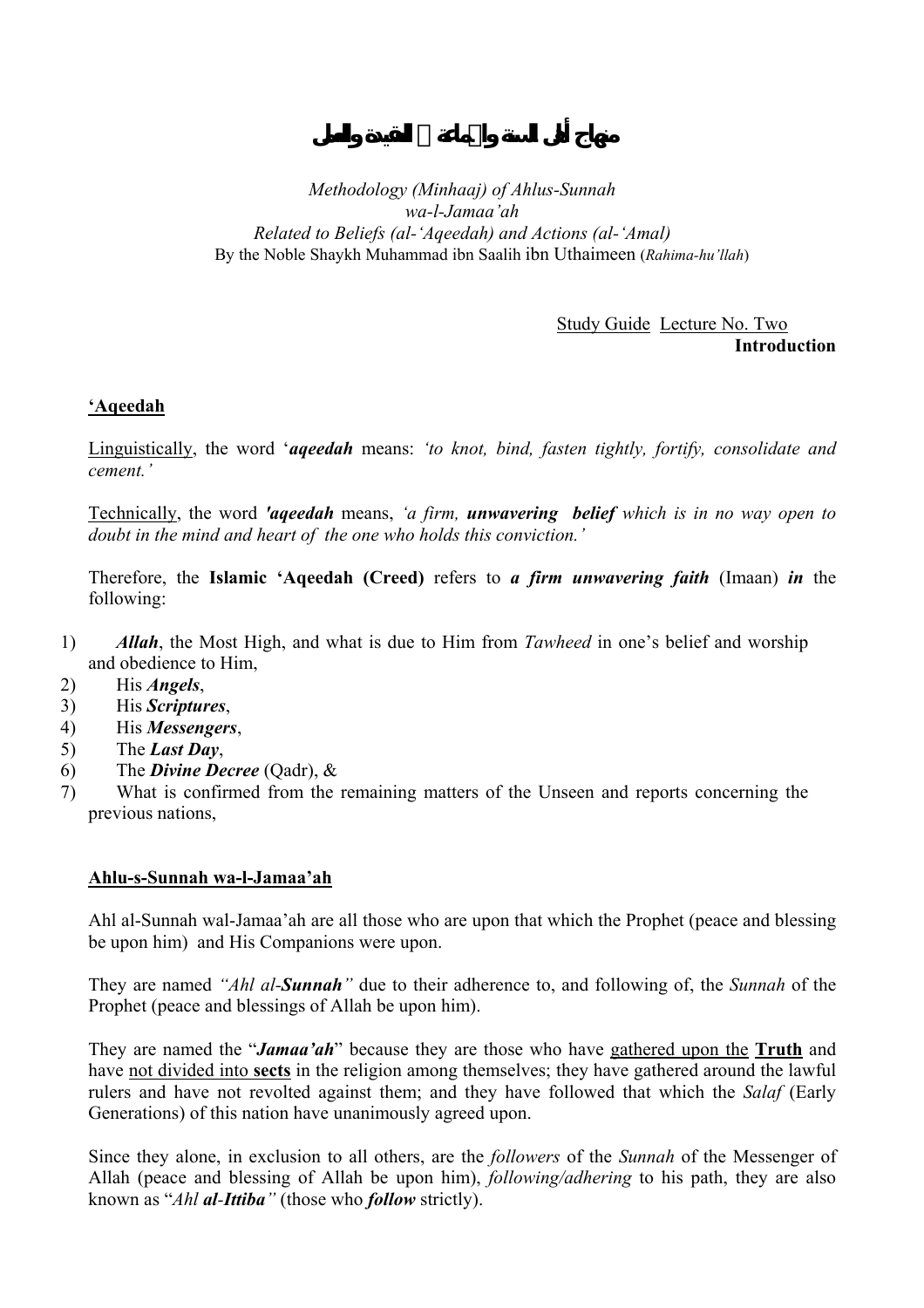# منهاج أهل السنة والجماعة في العقيدة والعمل

*Methodology (Minhaaj) of Ahlus-Sunnah*
*wa-l-Jamaa'ah*
*Related to Beliefs (al-'Aqeedah) and Actions (al-'Amal)*
By the Noble Shaykh Muhammad ibn Saalih ibn Uthaimeen (*Rahima-hu'llah*)

Study Guide Lecture No. Two
**Introduction**

## 'Aqeedah

Linguistically, the word '***aqeedah*** means: *'to knot, bind, fasten tightly, fortify, consolidate and cement.'*

Technically, the word ***'aqeedah*** means, *'a firm,* ***unwavering belief*** *which is in no way open to doubt in the mind and heart of the one who holds this conviction.'*

Therefore, the **Islamic 'Aqeedah (Creed)** refers to ***a firm unwavering faith*** (Imaan) ***in*** the following:

1) ***Allah***, the Most High, and what is due to Him from *Tawheed* in one's belief and worship and obedience to Him,
2) His ***Angels***,
3) His ***Scriptures***,
4) His ***Messengers***,
5) The ***Last Day***,
6) The ***Divine Decree*** (Qadr), &
7) What is confirmed from the remaining matters of the Unseen and reports concerning the previous nations,

## Ahlu-s-Sunnah wa-l-Jamaa'ah

Ahl al-Sunnah wal-Jamaa'ah are all those who are upon that which the Prophet (peace and blessing be upon him) and His Companions were upon.

They are named *"Ahl al-**Sunnah**"* due to their adherence to, and following of, the *Sunnah* of the Prophet (peace and blessings of Allah be upon him).

They are named the "***Jamaa'ah***" because they are those who have gathered upon the **Truth** and have not divided into **sects** in the religion among themselves; they have gathered around the lawful rulers and have not revolted against them; and they have followed that which the *Salaf* (Early Generations) of this nation have unanimously agreed upon.

Since they alone, in exclusion to all others, are the *followers* of the *Sunnah* of the Messenger of Allah (peace and blessing of Allah be upon him), *following/adhering* to his path, they are also known as "*Ahl **al-Ittiba**"* (those who ***follow*** strictly).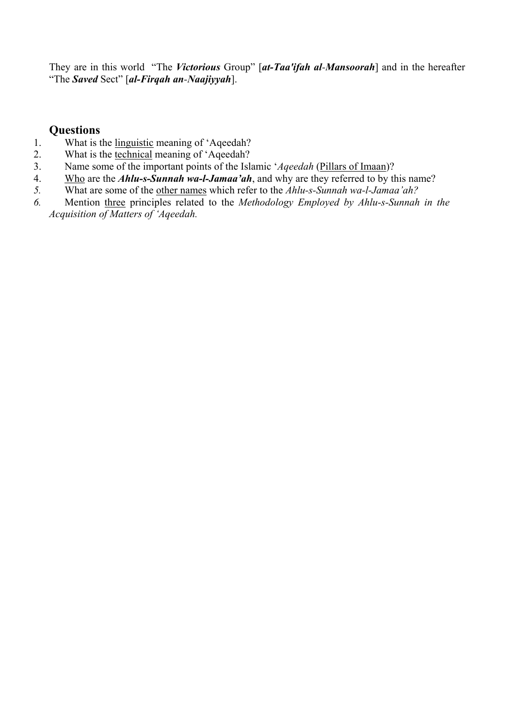They are in this world "The ***Victorious*** Group" [***at-Taa'ifah al-Mansoorah***] and in the hereafter "The ***Saved*** Sect" [***al-Firqah an-Naajiyyah***].

## Questions

1. What is the <u>linguistic</u> meaning of 'Aqeedah?
2. What is the <u>technical</u> meaning of 'Aqeedah?
3. Name some of the important points of the Islamic '*Aqeedah* (<u>Pillars of Imaan</u>)?
4. <u>Who</u> are the ***Ahlu-s-Sunnah wa-l-Jamaa'ah***, and why are they referred to by this name?
5. What are some of the <u>other names</u> which refer to the *Ahlu-s-Sunnah wa-l-Jamaa'ah?*
6. Mention <u>three</u> principles related to the *Methodology Employed by Ahlu-s-Sunnah in the Acquisition of Matters of 'Aqeedah.*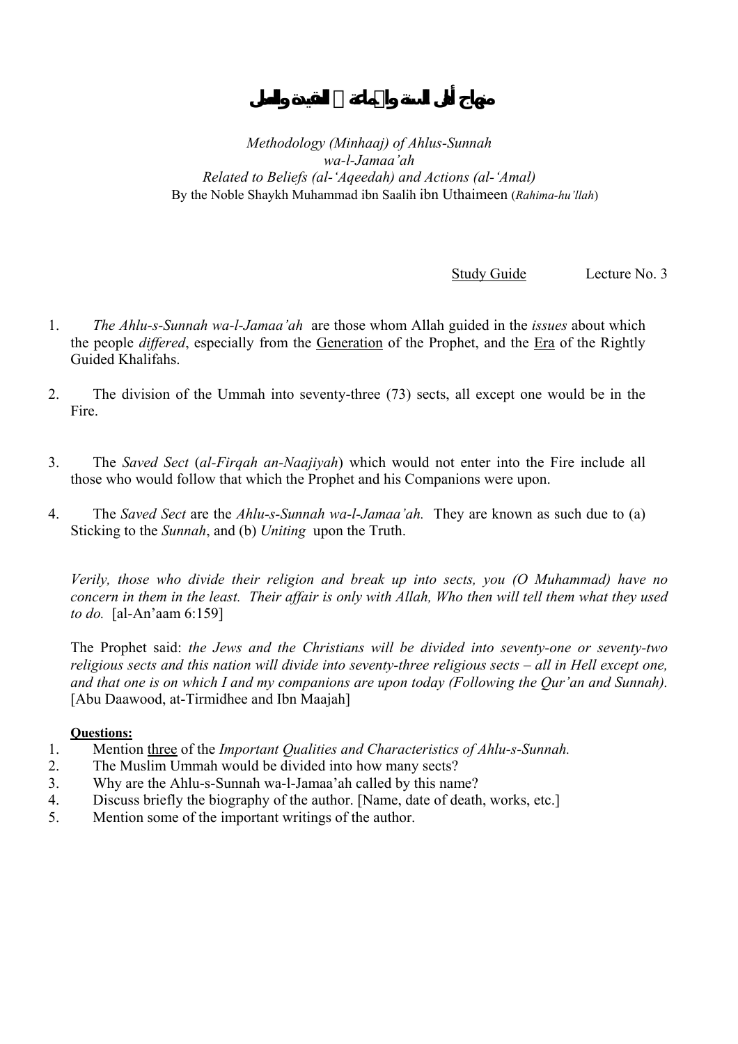# منهاج أهل السنة والجماعة في العقيدة والعمل

*Methodology (Minhaaj) of Ahlus-Sunnah wa-l-Jamaa'ah*
*Related to Beliefs (al-'Aqeedah) and Actions (al-'Amal)*
By the Noble Shaykh Muhammad ibn Saalih ibn Uthaimeen (*Rahima-hu'llah*)

Study Guide Lecture No. 3

1. *The Ahlu-s-Sunnah wa-l-Jamaa'ah* are those whom Allah guided in the *issues* about which the people *differed*, especially from the Generation of the Prophet, and the Era of the Rightly Guided Khalifahs.

2. The division of the Ummah into seventy-three (73) sects, all except one would be in the Fire.

3. The *Saved Sect* (*al-Firqah an-Naajiyah*) which would not enter into the Fire include all those who would follow that which the Prophet and his Companions were upon.

4. The *Saved Sect* are the *Ahlu-s-Sunnah wa-l-Jamaa'ah.* They are known as such due to (a) Sticking to the *Sunnah*, and (b) *Uniting* upon the Truth.

*Verily, those who divide their religion and break up into sects, you (O Muhammad) have no concern in them in the least. Their affair is only with Allah, Who then will tell them what they used to do.* [al-An'aam 6:159]

The Prophet said: *the Jews and the Christians will be divided into seventy-one or seventy-two religious sects and this nation will divide into seventy-three religious sects – all in Hell except one, and that one is on which I and my companions are upon today (Following the Qur'an and Sunnah).* [Abu Daawood, at-Tirmidhee and Ibn Maajah]

**Questions:**

1. Mention three of the *Important Qualities and Characteristics of Ahlu-s-Sunnah.*
2. The Muslim Ummah would be divided into how many sects?
3. Why are the Ahlu-s-Sunnah wa-l-Jamaa'ah called by this name?
4. Discuss briefly the biography of the author. [Name, date of death, works, etc.]
5. Mention some of the important writings of the author.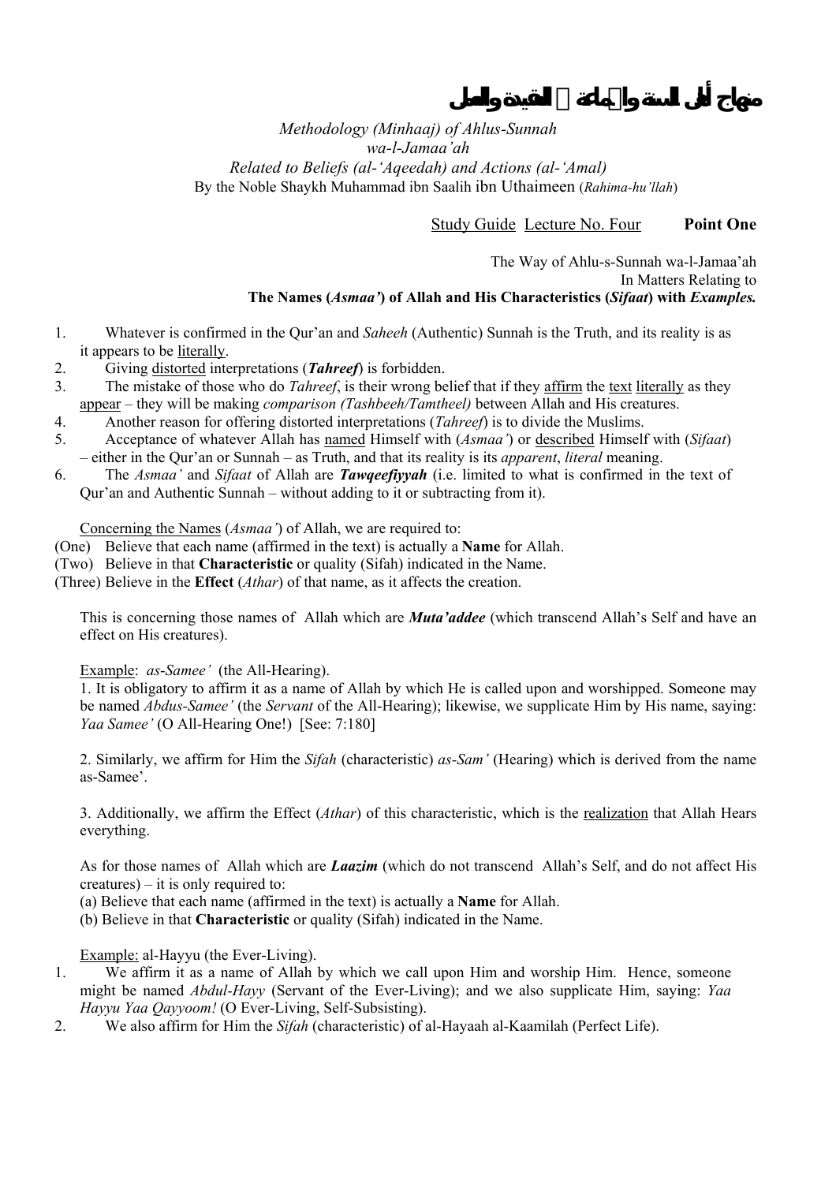# منهاج أهل السنة والجماعة في العقيدة والعمل

*Methodology (Minhaaj) of Ahlus-Sunnah wa-l-Jamaa'ah*
*Related to Beliefs (al-'Aqeedah) and Actions (al-'Amal)*
By the Noble Shaykh Muhammad ibn Saalih ibn Uthaimeen (*Rahima-hu'llah*)

Study Guide Lecture No. Four **Point One**

The Way of Ahlu-s-Sunnah wa-l-Jamaa'ah
In Matters Relating to
**The Names (*Asmaa'*) of Allah and His Characteristics (*Sifaat*) with *Examples.***

1. Whatever is confirmed in the Qur'an and *Saheeh* (Authentic) Sunnah is the Truth, and its reality is as it appears to be literally.
2. Giving distorted interpretations (***Tahreef***) is forbidden.
3. The mistake of those who do *Tahreef*, is their wrong belief that if they affirm the text literally as they appear – they will be making *comparison (Tashbeeh/Tamtheel)* between Allah and His creatures.
4. Another reason for offering distorted interpretations (*Tahreef*) is to divide the Muslims.
5. Acceptance of whatever Allah has named Himself with (*Asmaa'*) or described Himself with (*Sifaat*) – either in the Qur'an or Sunnah – as Truth, and that its reality is its *apparent*, *literal* meaning.
6. The *Asmaa'* and *Sifaat* of Allah are ***Tawqeefiyyah*** (i.e. limited to what is confirmed in the text of Qur'an and Authentic Sunnah – without adding to it or subtracting from it).

Concerning the Names (*Asmaa'*) of Allah, we are required to:

(One) Believe that each name (affirmed in the text) is actually a **Name** for Allah.
(Two) Believe in that **Characteristic** or quality (Sifah) indicated in the Name.
(Three) Believe in the **Effect** (*Athar*) of that name, as it affects the creation.

This is concerning those names of Allah which are ***Muta'addee*** (which transcend Allah's Self and have an effect on His creatures).

Example: *as-Samee'* (the All-Hearing).

1. It is obligatory to affirm it as a name of Allah by which He is called upon and worshipped. Someone may be named *Abdus-Samee'* (the *Servant* of the All-Hearing); likewise, we supplicate Him by His name, saying: *Yaa Samee'* (O All-Hearing One!) [See: 7:180]

2. Similarly, we affirm for Him the *Sifah* (characteristic) *as-Sam'* (Hearing) which is derived from the name as-Samee'.

3. Additionally, we affirm the Effect (*Athar*) of this characteristic, which is the realization that Allah Hears everything.

As for those names of Allah which are ***Laazim*** (which do not transcend Allah's Self, and do not affect His creatures) – it is only required to:

(a) Believe that each name (affirmed in the text) is actually a **Name** for Allah.
(b) Believe in that **Characteristic** or quality (Sifah) indicated in the Name.

Example: al-Hayyu (the Ever-Living).

1. We affirm it as a name of Allah by which we call upon Him and worship Him. Hence, someone might be named *Abdul-Hayy* (Servant of the Ever-Living); and we also supplicate Him, saying: *Yaa Hayyu Yaa Qayyoom!* (O Ever-Living, Self-Subsisting).
2. We also affirm for Him the *Sifah* (characteristic) of al-Hayaah al-Kaamilah (Perfect Life).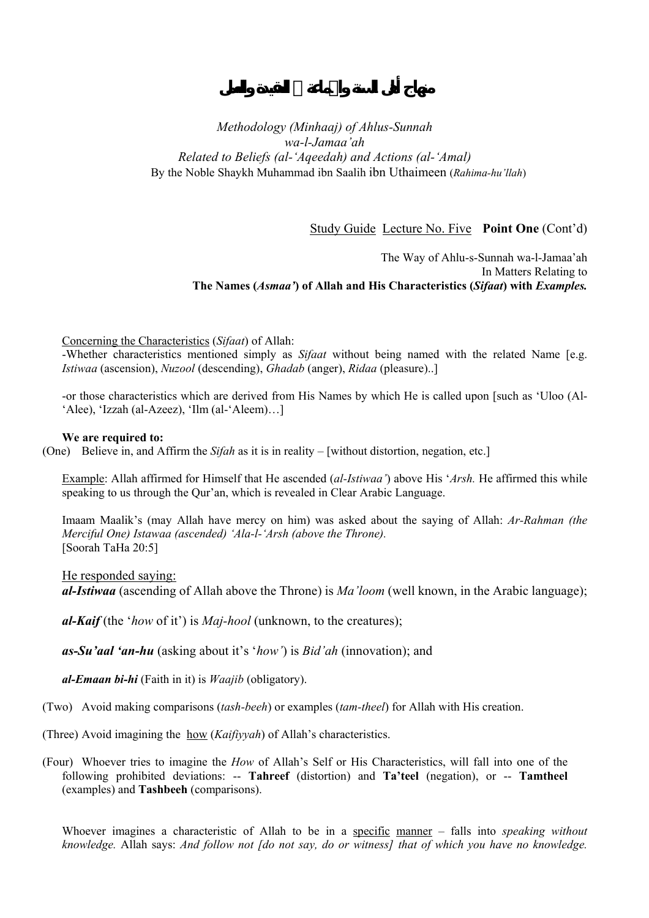# منهاج أهل السنة والجماعة في العقيدة والعمل

*Methodology (Minhaaj) of Ahlus-Sunnah wa-l-Jamaa'ah*
*Related to Beliefs (al-'Aqeedah) and Actions (al-'Amal)*
By the Noble Shaykh Muhammad ibn Saalih ibn Uthaimeen (*Rahima-hu'llah*)

Study Guide Lecture No. Five **Point One** (Cont'd)

The Way of Ahlu-s-Sunnah wa-l-Jamaa'ah
In Matters Relating to
**The Names (*Asmaa'*) of Allah and His Characteristics (*Sifaat*) with *Examples.***

Concerning the Characteristics (*Sifaat*) of Allah:

-Whether characteristics mentioned simply as *Sifaat* without being named with the related Name [e.g. *Istiwaa* (ascension), *Nuzool* (descending), *Ghadab* (anger), *Ridaa* (pleasure)..]

-or those characteristics which are derived from His Names by which He is called upon [such as 'Uloo (Al-'Alee), 'Izzah (al-Azeez), 'Ilm (al-'Aleem)…]

**We are required to:**

(One) Believe in, and Affirm the *Sifah* as it is in reality – [without distortion, negation, etc.]

Example: Allah affirmed for Himself that He ascended (*al-Istiwaa'*) above His '*Arsh.* He affirmed this while speaking to us through the Qur'an, which is revealed in Clear Arabic Language.

Imaam Maalik's (may Allah have mercy on him) was asked about the saying of Allah: *Ar-Rahman (the Merciful One) Istawaa (ascended) 'Ala-l-'Arsh (above the Throne).*
[Soorah TaHa 20:5]

He responded saying:

***al-Istiwaa*** (ascending of Allah above the Throne) is *Ma'loom* (well known, in the Arabic language);

***al-Kaif*** (the '*how* of it') is *Maj-hool* (unknown, to the creatures);

***as-Su'aal 'an-hu*** (asking about it's '*how'*) is *Bid'ah* (innovation); and

***al-Emaan bi-hi*** (Faith in it) is *Waajib* (obligatory).

(Two) Avoid making comparisons (*tash-beeh*) or examples (*tam-theel*) for Allah with His creation.

(Three) Avoid imagining the how (*Kaifiyyah*) of Allah's characteristics.

(Four) Whoever tries to imagine the *How* of Allah's Self or His Characteristics, will fall into one of the following prohibited deviations: -- **Tahreef** (distortion) and **Ta'teel** (negation), or -- **Tamtheel** (examples) and **Tashbeeh** (comparisons).

Whoever imagines a characteristic of Allah to be in a specific manner – falls into *speaking without knowledge.* Allah says: *And follow not [do not say, do or witness] that of which you have no knowledge.*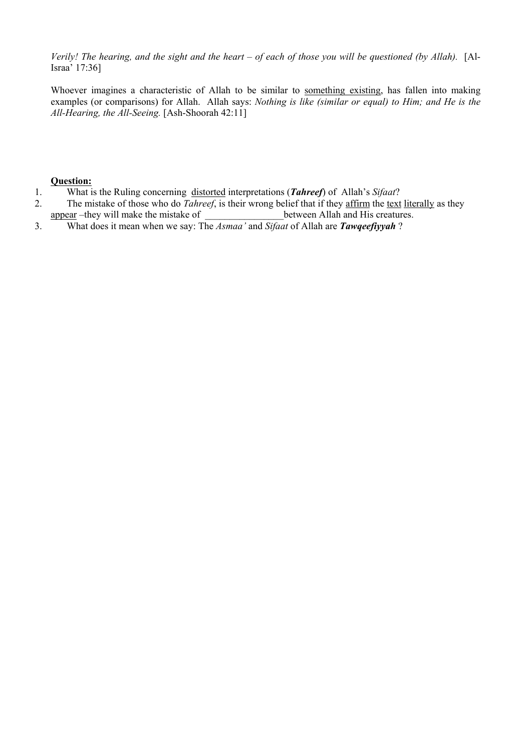*Verily! The hearing, and the sight and the heart – of each of those you will be questioned (by Allah).* [Al-Israa' 17:36]

Whoever imagines a characteristic of Allah to be similar to something existing, has fallen into making examples (or comparisons) for Allah. Allah says: *Nothing is like (similar or equal) to Him; and He is the All-Hearing, the All-Seeing.* [Ash-Shoorah 42:11]

**Question:**

1. What is the Ruling concerning distorted interpretations (***Tahreef***) of Allah's *Sifaat*?
2. The mistake of those who do *Tahreef*, is their wrong belief that if they affirm the text literally as they appear –they will make the mistake of ________________between Allah and His creatures.
3. What does it mean when we say: The *Asmaa'* and *Sifaat* of Allah are ***Tawqeefiyyah*** ?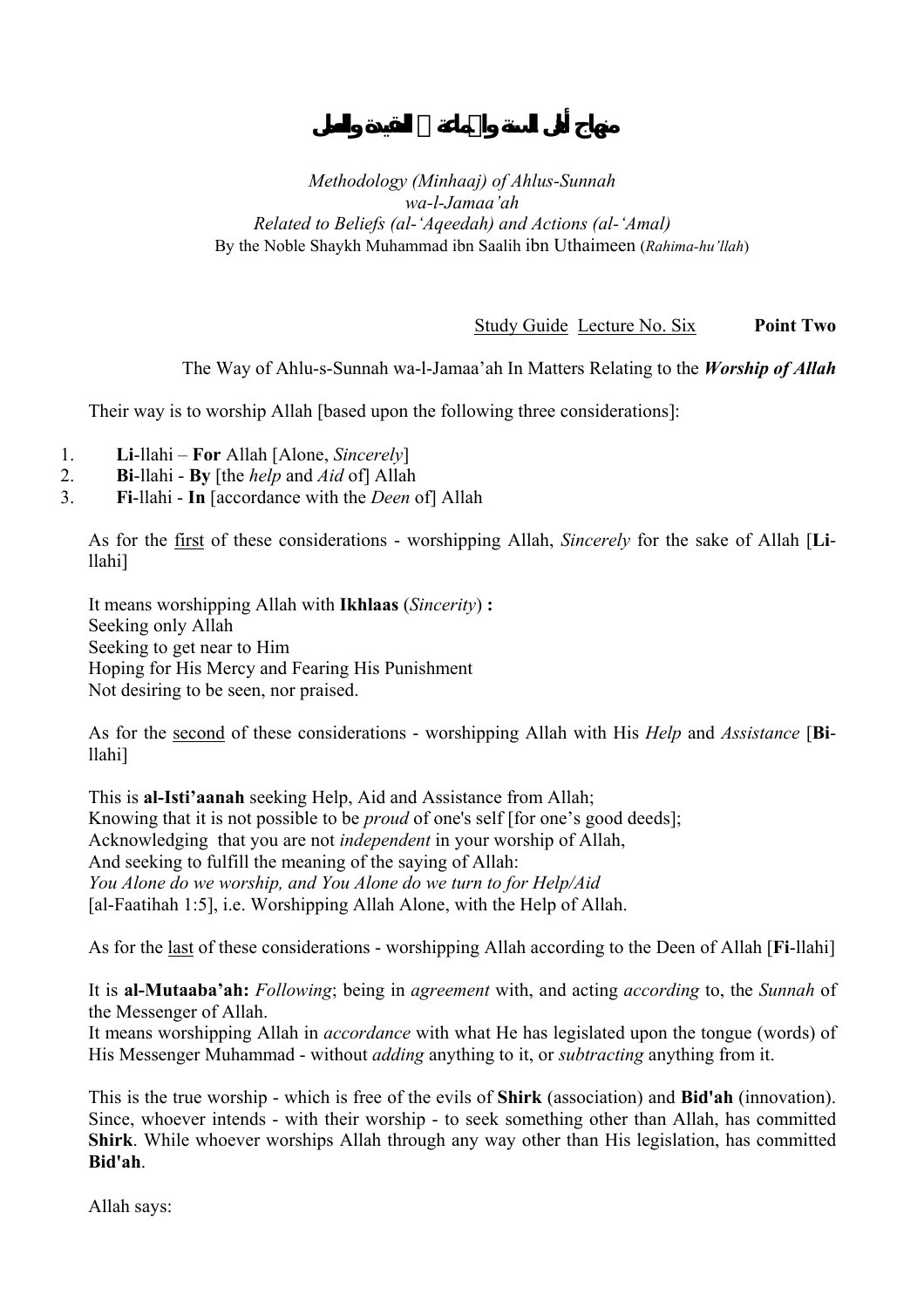# منهاج أهل السنة والجماعة في العقيدة والعمل

*Methodology (Minhaaj) of Ahlus-Sunnah*
*wa-l-Jamaa'ah*
*Related to Beliefs (al-'Aqeedah) and Actions (al-'Amal)*
By the Noble Shaykh Muhammad ibn Saalih ibn Uthaimeen (*Rahima-hu'llah*)

Study Guide Lecture No. Six **Point Two**

The Way of Ahlu-s-Sunnah wa-l-Jamaa'ah In Matters Relating to the ***Worship of Allah***

Their way is to worship Allah [based upon the following three considerations]:

1. **Li**-llahi – **For** Allah [Alone, *Sincerely*]
2. **Bi**-llahi - **By** [the *help* and *Aid* of] Allah
3. **Fi**-llahi - **In** [accordance with the *Deen* of] Allah

As for the first of these considerations - worshipping Allah, *Sincerely* for the sake of Allah [**Li**-llahi]

It means worshipping Allah with **Ikhlaas** (*Sincerity*) **:**
Seeking only Allah
Seeking to get near to Him
Hoping for His Mercy and Fearing His Punishment
Not desiring to be seen, nor praised.

As for the second of these considerations - worshipping Allah with His *Help* and *Assistance* [**Bi**-llahi]

This is **al-Isti'aanah** seeking Help, Aid and Assistance from Allah;
Knowing that it is not possible to be *proud* of one's self [for one's good deeds];
Acknowledging that you are not *independent* in your worship of Allah,
And seeking to fulfill the meaning of the saying of Allah:
*You Alone do we worship, and You Alone do we turn to for Help/Aid*
[al-Faatihah 1:5], i.e. Worshipping Allah Alone, with the Help of Allah.

As for the last of these considerations - worshipping Allah according to the Deen of Allah [**Fi**-llahi]

It is **al-Mutaaba'ah:** *Following*; being in *agreement* with, and acting *according* to, the *Sunnah* of the Messenger of Allah.
It means worshipping Allah in *accordance* with what He has legislated upon the tongue (words) of His Messenger Muhammad - without *adding* anything to it, or *subtracting* anything from it.

This is the true worship - which is free of the evils of **Shirk** (association) and **Bid'ah** (innovation). Since, whoever intends - with their worship - to seek something other than Allah, has committed **Shirk**. While whoever worships Allah through any way other than His legislation, has committed **Bid'ah**.

Allah says: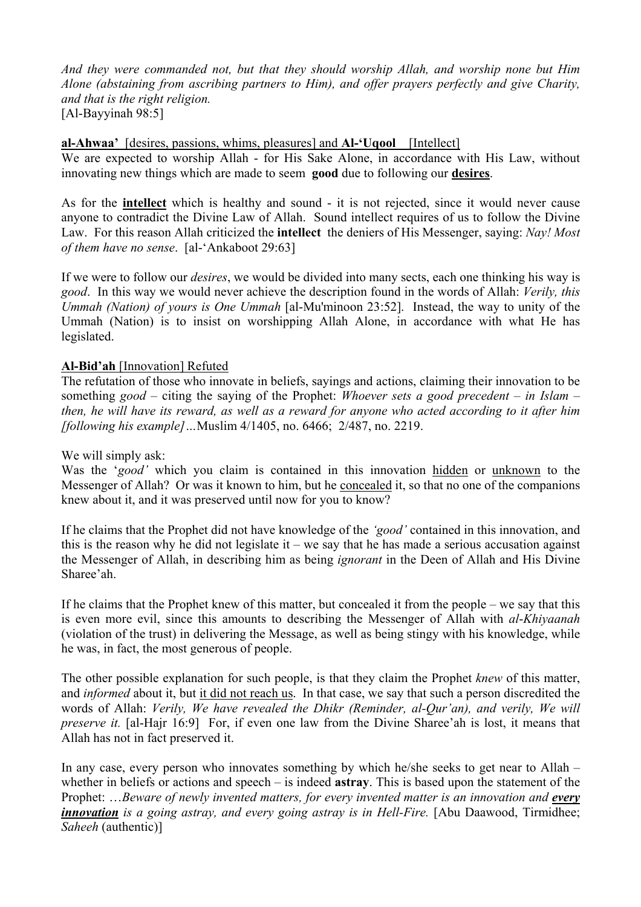*And they were commanded not, but that they should worship Allah, and worship none but Him Alone (abstaining from ascribing partners to Him), and offer prayers perfectly and give Charity, and that is the right religion.*
[Al-Bayyinah 98:5]

<u>**al-Ahwaa'**</u> [desires, passions, whims, pleasures] and **Al-'Uqool** [Intellect]

We are expected to worship Allah - for His Sake Alone, in accordance with His Law, without innovating new things which are made to seem **good** due to following our <u>**desires**</u>.

As for the <u>**intellect**</u> which is healthy and sound - it is not rejected, since it would never cause anyone to contradict the Divine Law of Allah. Sound intellect requires of us to follow the Divine Law. For this reason Allah criticized the **intellect** the deniers of His Messenger, saying: *Nay! Most of them have no sense*. [al-'Ankaboot 29:63]

If we were to follow our *desires*, we would be divided into many sects, each one thinking his way is *good*. In this way we would never achieve the description found in the words of Allah: *Verily, this Ummah (Nation) of yours is One Ummah* [al-Mu'minoon 23:52]. Instead, the way to unity of the Ummah (Nation) is to insist on worshipping Allah Alone, in accordance with what He has legislated.

<u>**Al-Bid'ah** [Innovation] Refuted</u>

The refutation of those who innovate in beliefs, sayings and actions, claiming their innovation to be something *good* – citing the saying of the Prophet: *Whoever sets a good precedent – in Islam – then, he will have its reward, as well as a reward for anyone who acted according to it after him [following his example]…*Muslim 4/1405, no. 6466; 2/487, no. 2219.

We will simply ask:
Was the '*good'* which you claim is contained in this innovation <u>hidden</u> or <u>unknown</u> to the Messenger of Allah? Or was it known to him, but he <u>concealed</u> it, so that no one of the companions knew about it, and it was preserved until now for you to know?

If he claims that the Prophet did not have knowledge of the *'good'* contained in this innovation, and this is the reason why he did not legislate it – we say that he has made a serious accusation against the Messenger of Allah, in describing him as being *ignorant* in the Deen of Allah and His Divine Sharee'ah.

If he claims that the Prophet knew of this matter, but concealed it from the people – we say that this is even more evil, since this amounts to describing the Messenger of Allah with *al-Khiyaanah* (violation of the trust) in delivering the Message, as well as being stingy with his knowledge, while he was, in fact, the most generous of people.

The other possible explanation for such people, is that they claim the Prophet *knew* of this matter, and *informed* about it, but <u>it did not reach us</u>. In that case, we say that such a person discredited the words of Allah: *Verily, We have revealed the Dhikr (Reminder, al-Qur'an), and verily, We will preserve it.* [al-Hajr 16:9] For, if even one law from the Divine Sharee'ah is lost, it means that Allah has not in fact preserved it.

In any case, every person who innovates something by which he/she seeks to get near to Allah – whether in beliefs or actions and speech – is indeed **astray**. This is based upon the statement of the Prophet: …*Beware of newly invented matters, for every invented matter is an innovation and <u>**every innovation**</u> is a going astray, and every going astray is in Hell-Fire.* [Abu Daawood, Tirmidhee; *Saheeh* (authentic)]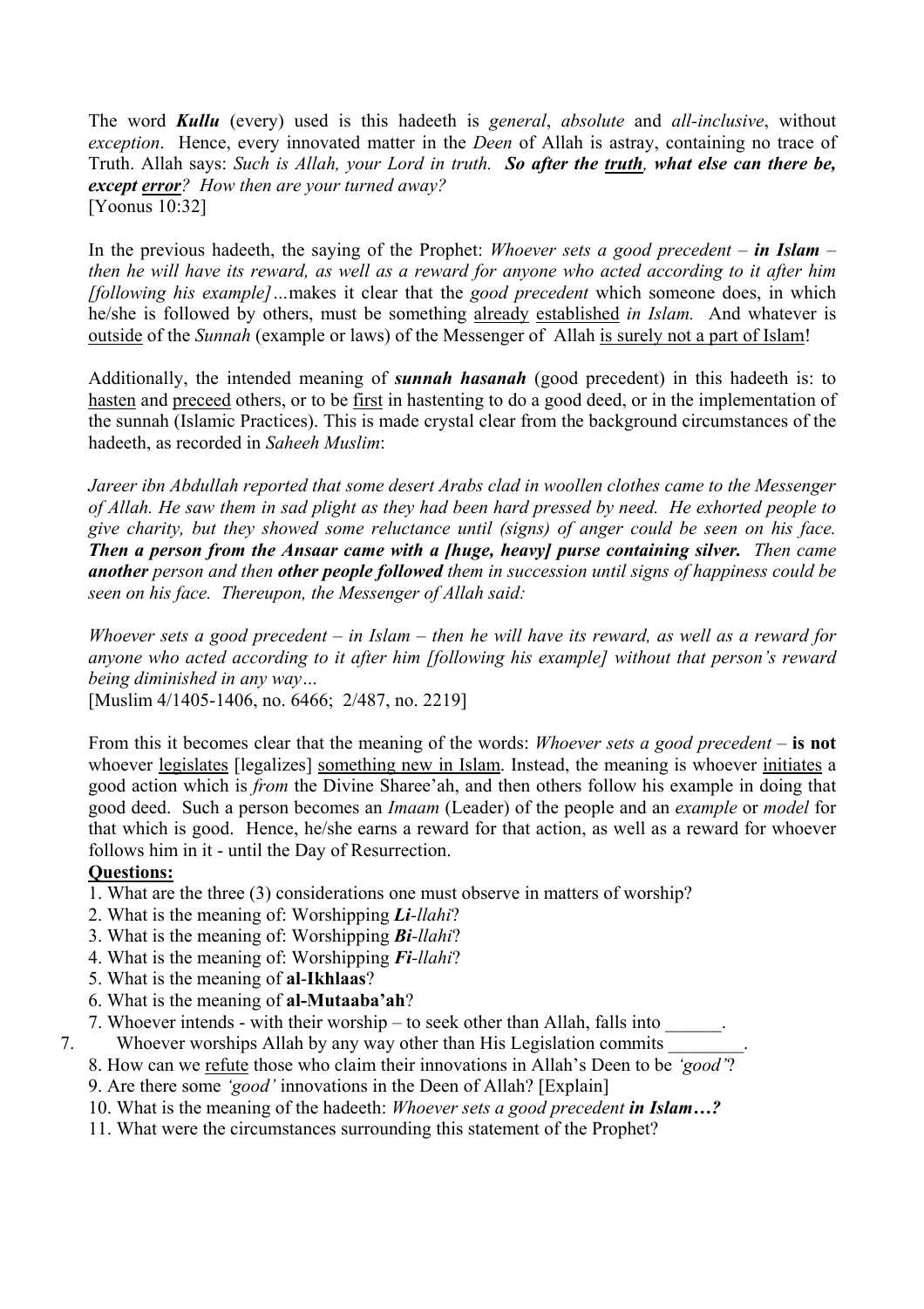The word ***Kullu*** (every) used is this hadeeth is *general*, *absolute* and *all-inclusive*, without *exception*. Hence, every innovated matter in the *Deen* of Allah is astray, containing no trace of Truth. Allah says: *Such is Allah, your Lord in truth.* ***So after the truth, what else can there be, except error****? How then are your turned away?*
[Yoonus 10:32]

In the previous hadeeth, the saying of the Prophet: *Whoever sets a good precedent –* ***in Islam*** *– then he will have its reward, as well as a reward for anyone who acted according to it after him [following his example]…*makes it clear that the *good precedent* which someone does, in which he/she is followed by others, must be something already established *in Islam.* And whatever is outside of the *Sunnah* (example or laws) of the Messenger of Allah is surely not a part of Islam!

Additionally, the intended meaning of ***sunnah hasanah*** (good precedent) in this hadeeth is: to hasten and preceed others, or to be first in hastenting to do a good deed, or in the implementation of the sunnah (Islamic Practices). This is made crystal clear from the background circumstances of the hadeeth, as recorded in *Saheeh Muslim*:

*Jareer ibn Abdullah reported that some desert Arabs clad in woollen clothes came to the Messenger of Allah. He saw them in sad plight as they had been hard pressed by need. He exhorted people to give charity, but they showed some reluctance until (signs) of anger could be seen on his face.* ***Then a person from the Ansaar came with a [huge, heavy] purse containing silver.*** *Then came* ***another*** *person and then* ***other people followed*** *them in succession until signs of happiness could be seen on his face. Thereupon, the Messenger of Allah said:*

*Whoever sets a good precedent – in Islam – then he will have its reward, as well as a reward for anyone who acted according to it after him [following his example] without that person's reward being diminished in any way…*
[Muslim 4/1405-1406, no. 6466; 2/487, no. 2219]

From this it becomes clear that the meaning of the words: *Whoever sets a good precedent* – **is not** whoever legislates [legalizes] something new in Islam. Instead, the meaning is whoever initiates a good action which is *from* the Divine Sharee'ah, and then others follow his example in doing that good deed. Such a person becomes an *Imaam* (Leader) of the people and an *example* or *model* for that which is good. Hence, he/she earns a reward for that action, as well as a reward for whoever follows him in it - until the Day of Resurrection.

**Questions:**

1. What are the three (3) considerations one must observe in matters of worship?
2. What is the meaning of: Worshipping ***Li****-llahi*?
3. What is the meaning of: Worshipping ***Bi****-llahi*?
4. What is the meaning of: Worshipping ***Fi****-llahi*?
5. What is the meaning of **al-Ikhlaas**?
6. What is the meaning of **al-Mutaaba'ah**?
7. Whoever intends - with their worship – to seek other than Allah, falls into ______.
7. Whoever worships Allah by any way other than His Legislation commits ________.
8. How can we refute those who claim their innovations in Allah's Deen to be *'good'*?
9. Are there some *'good'* innovations in the Deen of Allah? [Explain]
10. What is the meaning of the hadeeth: *Whoever sets a good precedent* ***in Islam…?***
11. What were the circumstances surrounding this statement of the Prophet?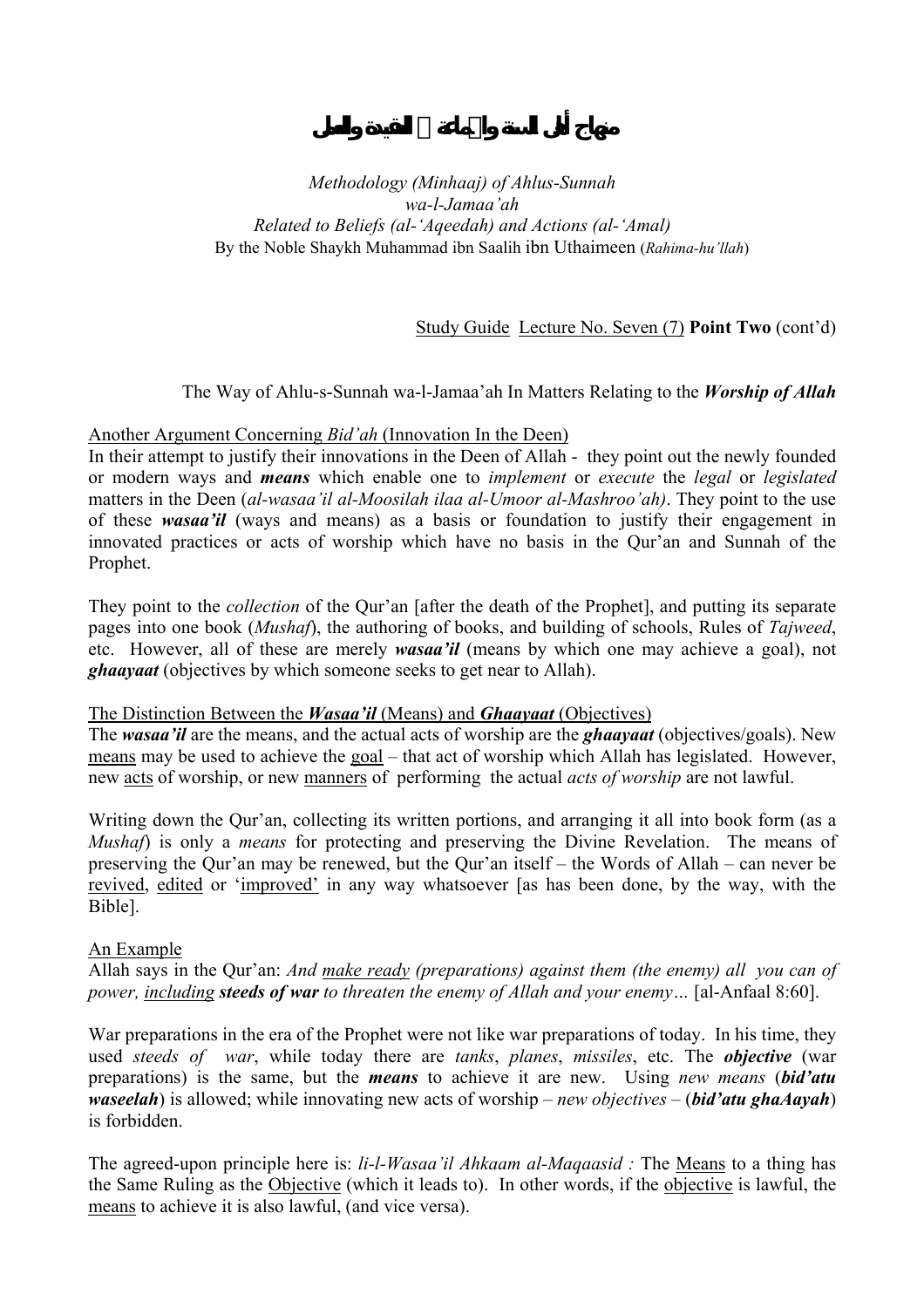# منهاج أهل السنة والجماعة في العقيدة والعمل

*Methodology (Minhaaj) of Ahlus-Sunnah wa-l-Jamaa'ah*
*Related to Beliefs (al-'Aqeedah) and Actions (al-'Amal)*
By the Noble Shaykh Muhammad ibn Saalih ibn Uthaimeen (*Rahima-hu'llah*)

Study Guide Lecture No. Seven (7) **Point Two** (cont'd)

The Way of Ahlu-s-Sunnah wa-l-Jamaa'ah In Matters Relating to the ***Worship of Allah***

Another Argument Concerning *Bid'ah* (Innovation In the Deen)

In their attempt to justify their innovations in the Deen of Allah - they point out the newly founded or modern ways and ***means*** which enable one to *implement* or *execute* the *legal* or *legislated* matters in the Deen (*al-wasaa'il al-Moosilah ilaa al-Umoor al-Mashroo'ah)*. They point to the use of these ***wasaa'il*** (ways and means) as a basis or foundation to justify their engagement in innovated practices or acts of worship which have no basis in the Qur'an and Sunnah of the Prophet.

They point to the *collection* of the Qur'an [after the death of the Prophet], and putting its separate pages into one book (*Mushaf*), the authoring of books, and building of schools, Rules of *Tajweed*, etc. However, all of these are merely ***wasaa'il*** (means by which one may achieve a goal), not ***ghaayaat*** (objectives by which someone seeks to get near to Allah).

The Distinction Between the ***Wasaa'il*** (Means) and ***Ghaayaat*** (Objectives)

The ***wasaa'il*** are the means, and the actual acts of worship are the ***ghaayaat*** (objectives/goals). New means may be used to achieve the goal – that act of worship which Allah has legislated. However, new acts of worship, or new manners of performing the actual *acts of worship* are not lawful.

Writing down the Qur'an, collecting its written portions, and arranging it all into book form (as a *Mushaf*) is only a *means* for protecting and preserving the Divine Revelation. The means of preserving the Qur'an may be renewed, but the Qur'an itself – the Words of Allah – can never be revived, edited or 'improved' in any way whatsoever [as has been done, by the way, with the Bible].

An Example

Allah says in the Qur'an: *And make ready (preparations) against them (the enemy) all you can of power, including **steeds of war** to threaten the enemy of Allah and your enemy…* [al-Anfaal 8:60].

War preparations in the era of the Prophet were not like war preparations of today. In his time, they used *steeds of war*, while today there are *tanks*, *planes*, *missiles*, etc. The ***objective*** (war preparations) is the same, but the ***means*** to achieve it are new. Using *new means* (***bid'atu waseelah***) is allowed; while innovating new acts of worship – *new objectives* – (***bid'atu ghaAayah***) is forbidden.

The agreed-upon principle here is: *li-l-Wasaa'il Ahkaam al-Maqaasid :* The Means to a thing has the Same Ruling as the Objective (which it leads to). In other words, if the objective is lawful, the means to achieve it is also lawful, (and vice versa).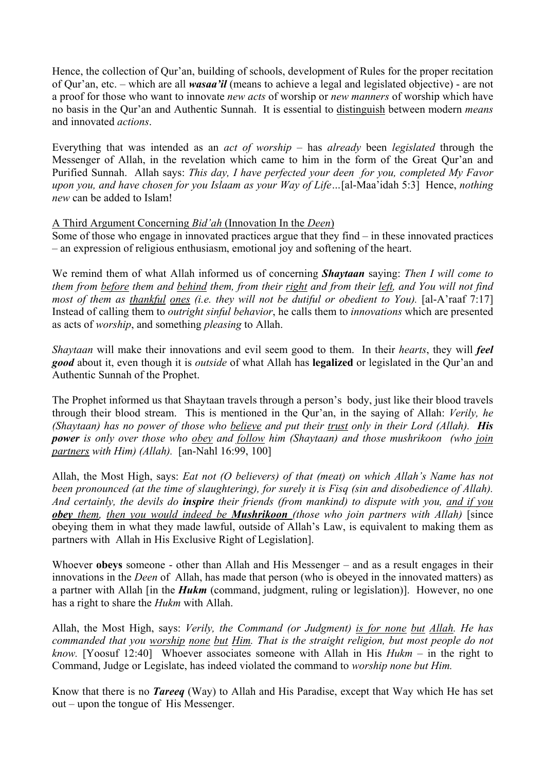Hence, the collection of Qur'an, building of schools, development of Rules for the proper recitation of Qur'an, etc. – which are all ***wasaa'il*** (means to achieve a legal and legislated objective) - are not a proof for those who want to innovate *new acts* of worship or *new manners* of worship which have no basis in the Qur'an and Authentic Sunnah. It is essential to <u>distinguish</u> between modern *means* and innovated *actions*.

Everything that was intended as an *act of worship* – has *already* been *legislated* through the Messenger of Allah, in the revelation which came to him in the form of the Great Qur'an and Purified Sunnah. Allah says: *This day, I have perfected your deen for you, completed My Favor upon you, and have chosen for you Islaam as your Way of Life…*[al-Maa'idah 5:3] Hence, *nothing new* can be added to Islam!

<u>A Third Argument Concerning *Bid'ah* (Innovation In the *Deen*)</u>

Some of those who engage in innovated practices argue that they find – in these innovated practices – an expression of religious enthusiasm, emotional joy and softening of the heart.

We remind them of what Allah informed us of concerning ***Shaytaan*** saying: *Then I will come to them from <u>before</u> them and <u>behind</u> them, from their <u>right</u> and from their <u>left</u>, and You will not find most of them as <u>thankful</u> <u>ones</u> (i.e. they will not be dutiful or obedient to You).* [al-A'raaf 7:17] Instead of calling them to *outright sinful behavior*, he calls them to *innovations* which are presented as acts of *worship*, and something *pleasing* to Allah.

*Shaytaan* will make their innovations and evil seem good to them. In their *hearts*, they will ***feel good*** about it, even though it is *outside* of what Allah has **legalized** or legislated in the Qur'an and Authentic Sunnah of the Prophet.

The Prophet informed us that Shaytaan travels through a person's body, just like their blood travels through their blood stream. This is mentioned in the Qur'an, in the saying of Allah: *Verily, he (Shaytaan) has no power of those who <u>believe</u> and put their <u>trust</u> only in their Lord (Allah).* ***His power*** *is only over those who <u>obey</u> and <u>follow</u> him (Shaytaan) and those mushrikoon (who <u>join partners</u> with Him) (Allah).* [an-Nahl 16:99, 100]

Allah, the Most High, says: *Eat not (O believers) of that (meat) on which Allah's Name has not been pronounced (at the time of slaughtering), for surely it is Fisq (sin and disobedience of Allah). And certainly, the devils do* ***inspire*** *their friends (from mankind) to dispute with you, <u>and if you</u>* ***<u>obey</u>*** *<u>them</u>, <u>then you would indeed be</u>* ***<u>Mushrikoon</u>*** *(those who join partners with Allah)* [since obeying them in what they made lawful, outside of Allah's Law, is equivalent to making them as partners with Allah in His Exclusive Right of Legislation].

Whoever **obeys** someone - other than Allah and His Messenger – and as a result engages in their innovations in the *Deen* of Allah, has made that person (who is obeyed in the innovated matters) as a partner with Allah [in the ***Hukm*** (command, judgment, ruling or legislation)]. However, no one has a right to share the *Hukm* with Allah.

Allah, the Most High, says: *Verily, the Command (or Judgment) <u>is for none</u> <u>but</u> <u>Allah</u>. He has commanded that you <u>worship</u> <u>none</u> <u>but</u> <u>Him</u>. That is the straight religion, but most people do not know.* [Yoosuf 12:40] Whoever associates someone with Allah in His *Hukm* – in the right to Command, Judge or Legislate, has indeed violated the command to *worship none but Him.*

Know that there is no ***Tareeq*** (Way) to Allah and His Paradise, except that Way which He has set out – upon the tongue of His Messenger.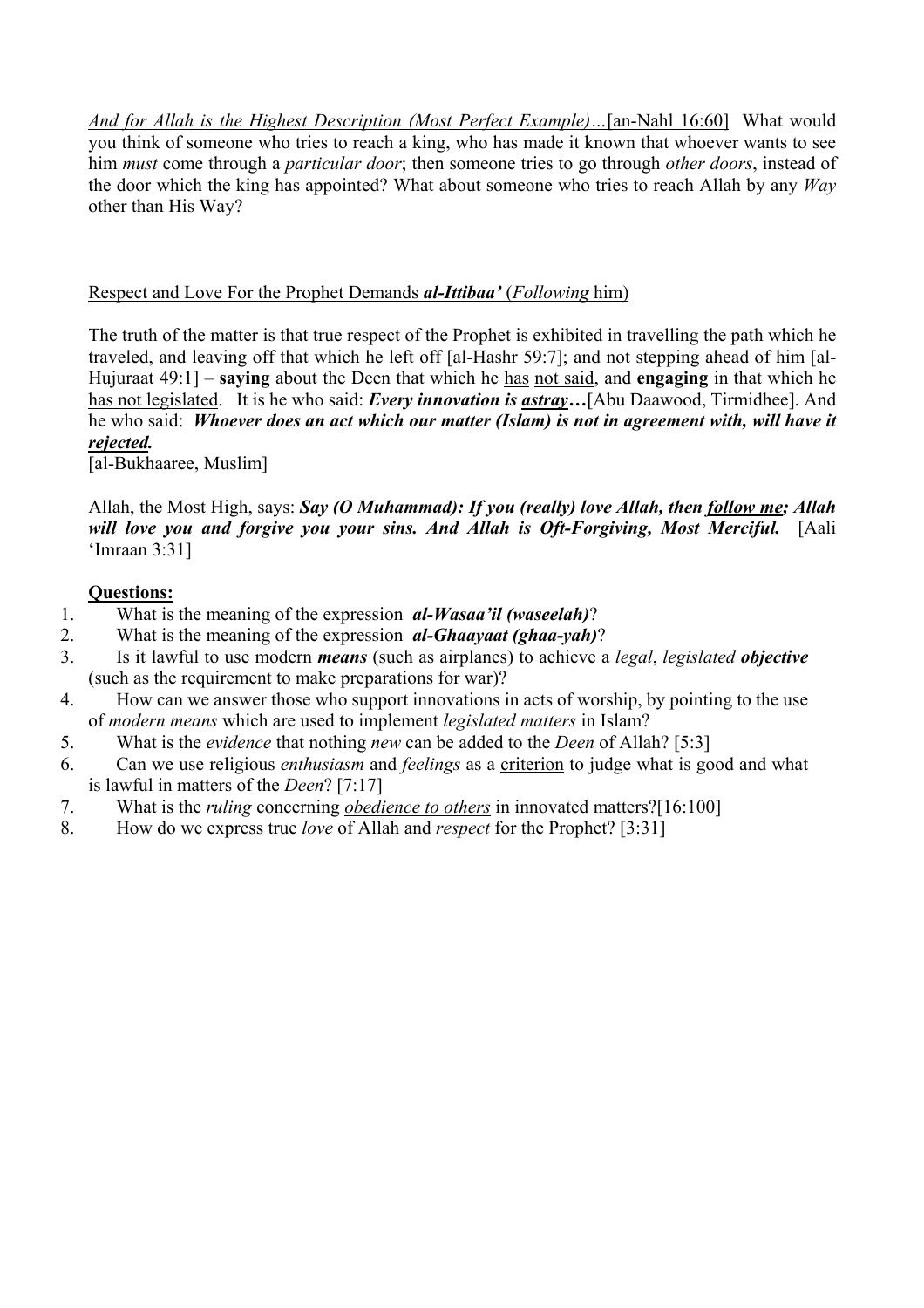<u>*And for Allah is the Highest Description (Most Perfect Example)…*[an-Nahl 16:60]</u> What would you think of someone who tries to reach a king, who has made it known that whoever wants to see him *must* come through a *particular door*; then someone tries to go through *other doors*, instead of the door which the king has appointed? What about someone who tries to reach Allah by any *Way* other than His Way?

<u>Respect and Love For the Prophet Demands ***al-Ittibaa'*** (*Following* him)</u>

The truth of the matter is that true respect of the Prophet is exhibited in travelling the path which he traveled, and leaving off that which he left off [al-Hashr 59:7]; and not stepping ahead of him [al-Hujuraat 49:1] – **saying** about the Deen that which he <u>has</u> <u>not said</u>, and **engaging** in that which he <u>has not legislated</u>. It is he who said: ***Every innovation is <u>astray</u>…***[Abu Daawood, Tirmidhee]. And he who said: ***Whoever does an act which our matter (Islam) is not in agreement with, will have it <u>rejected</u>.***
[al-Bukhaaree, Muslim]

Allah, the Most High, says: ***Say (O Muhammad): If you (really) love Allah, then <u>follow me</u>; Allah will love you and forgive you your sins. And Allah is Oft-Forgiving, Most Merciful.*** [Aali 'Imraan 3:31]

**<u>Questions:</u>**

1. What is the meaning of the expression ***al-Wasaa'il (waseelah)***?
2. What is the meaning of the expression ***al-Ghaayaat (ghaa-yah)***?
3. Is it lawful to use modern ***means*** (such as airplanes) to achieve a *legal*, *legislated* ***objective*** (such as the requirement to make preparations for war)?
4. How can we answer those who support innovations in acts of worship, by pointing to the use of *modern means* which are used to implement *legislated matters* in Islam?
5. What is the *evidence* that nothing *new* can be added to the *Deen* of Allah? [5:3]
6. Can we use religious *enthusiasm* and *feelings* as a <u>criterion</u> to judge what is good and what is lawful in matters of the *Deen*? [7:17]
7. What is the *ruling* concerning <u>*obedience to others*</u> in innovated matters?[16:100]
8. How do we express true *love* of Allah and *respect* for the Prophet? [3:31]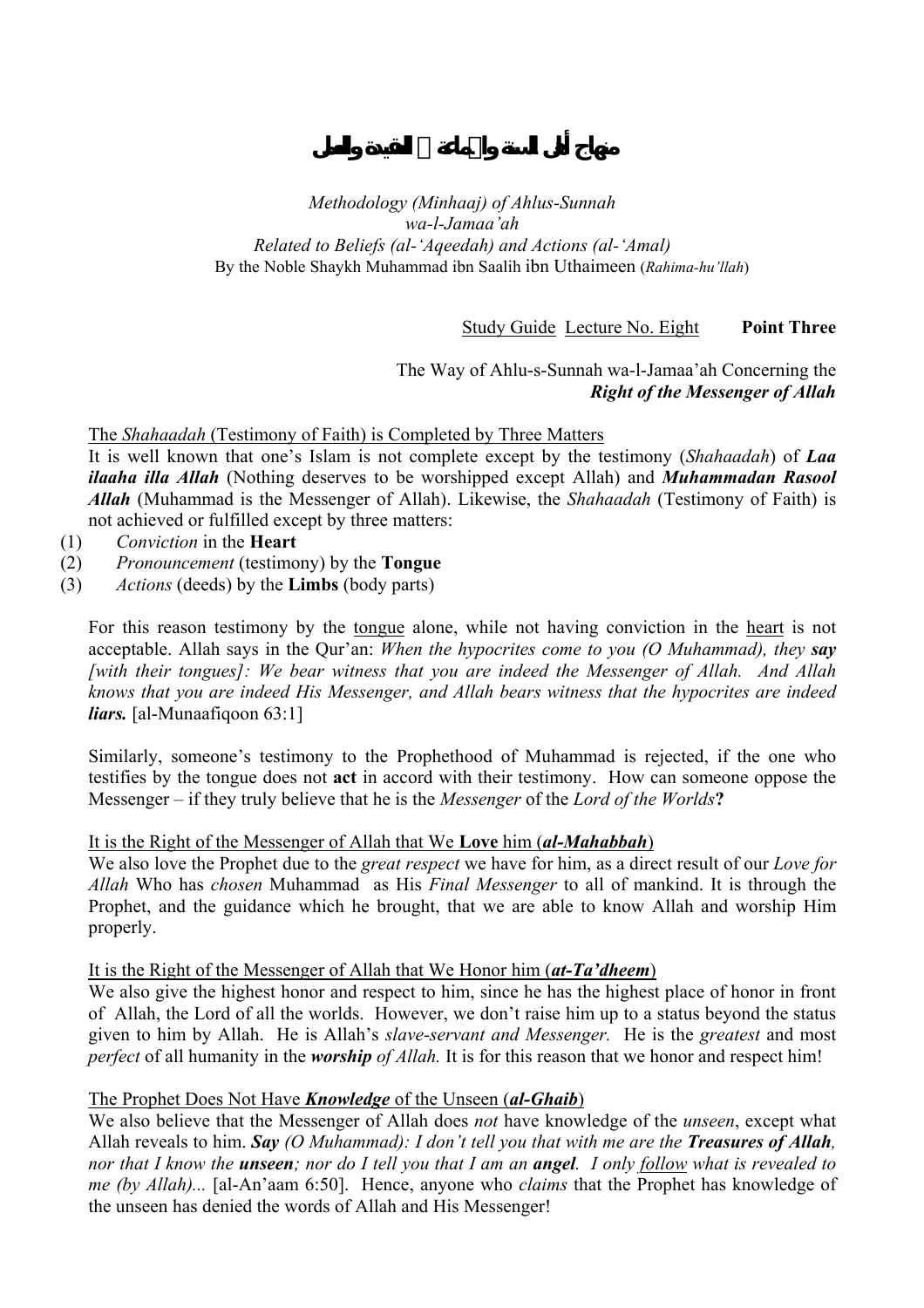# منهاج أهل السنة والجماعة في العقيدة والعمل

*Methodology (Minhaaj) of Ahlus-Sunnah wa-l-Jamaa'ah*
*Related to Beliefs (al-'Aqeedah) and Actions (al-'Amal)*
By the Noble Shaykh Muhammad ibn Saalih ibn Uthaimeen (*Rahima-hu'llah*)

Study Guide Lecture No. Eight **Point Three**

The Way of Ahlu-s-Sunnah wa-l-Jamaa'ah Concerning the ***Right of the Messenger of Allah***

The *Shahaadah* (Testimony of Faith) is Completed by Three Matters

It is well known that one's Islam is not complete except by the testimony (*Shahaadah*) of ***Laa ilaaha illa Allah*** (Nothing deserves to be worshipped except Allah) and ***Muhammadan Rasool Allah*** (Muhammad is the Messenger of Allah). Likewise, the *Shahaadah* (Testimony of Faith) is not achieved or fulfilled except by three matters:

(1) *Conviction* in the **Heart**
(2) *Pronouncement* (testimony) by the **Tongue**
(3) *Actions* (deeds) by the **Limbs** (body parts)

For this reason testimony by the tongue alone, while not having conviction in the heart is not acceptable. Allah says in the Qur'an: *When the hypocrites come to you (O Muhammad), they **say** [with their tongues]: We bear witness that you are indeed the Messenger of Allah. And Allah knows that you are indeed His Messenger, and Allah bears witness that the hypocrites are indeed **liars.*** [al-Munaafiqoon 63:1]

Similarly, someone's testimony to the Prophethood of Muhammad is rejected, if the one who testifies by the tongue does not **act** in accord with their testimony. How can someone oppose the Messenger – if they truly believe that he is the *Messenger* of the *Lord of the Worlds***?**

It is the Right of the Messenger of Allah that We **Love** him (***al-Mahabbah***)

We also love the Prophet due to the *great respect* we have for him, as a direct result of our *Love for Allah* Who has *chosen* Muhammad as His *Final Messenger* to all of mankind. It is through the Prophet, and the guidance which he brought, that we are able to know Allah and worship Him properly.

It is the Right of the Messenger of Allah that We Honor him (***at-Ta'dheem***)

We also give the highest honor and respect to him, since he has the highest place of honor in front of Allah, the Lord of all the worlds. However, we don't raise him up to a status beyond the status given to him by Allah. He is Allah's *slave-servant and Messenger.* He is the *greatest* and most *perfect* of all humanity in the ***worship** of Allah.* It is for this reason that we honor and respect him!

The Prophet Does Not Have ***Knowledge*** of the Unseen (***al-Ghaib***)

We also believe that the Messenger of Allah does *not* have knowledge of the *unseen*, except what Allah reveals to him. ***Say** (O Muhammad): I don't tell you that with me are the **Treasures of Allah**, nor that I know the **unseen**; nor do I tell you that I am an **angel**. I only follow what is revealed to me (by Allah)...* [al-An'aam 6:50]. Hence, anyone who *claims* that the Prophet has knowledge of the unseen has denied the words of Allah and His Messenger!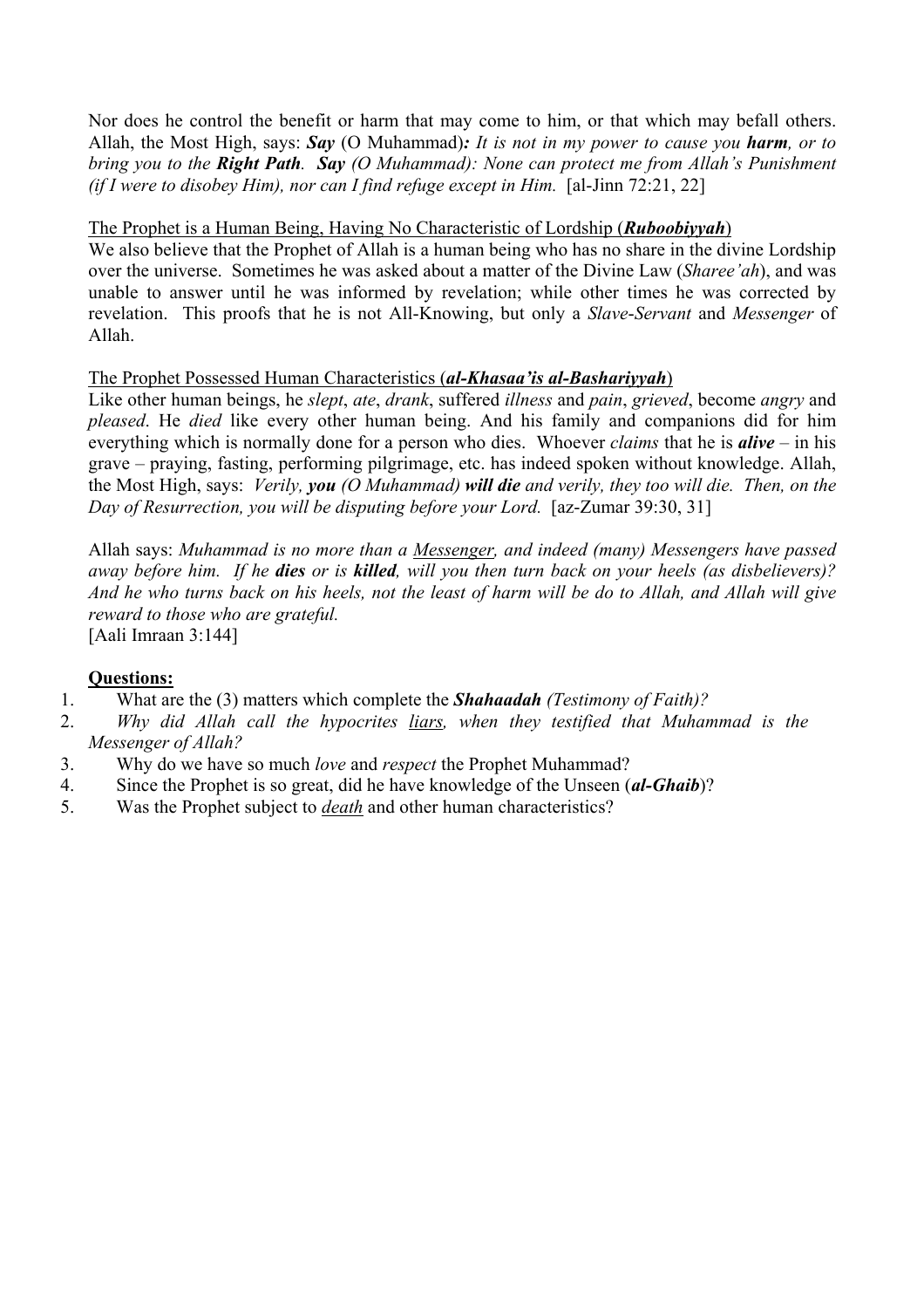Nor does he control the benefit or harm that may come to him, or that which may befall others. Allah, the Most High, says: ***Say*** (O Muhammad)***:*** *It is not in my power to cause you* ***harm****, or to bring you to the* ***Right Path****.* ***Say*** *(O Muhammad): None can protect me from Allah's Punishment (if I were to disobey Him), nor can I find refuge except in Him.* [al-Jinn 72:21, 22]

The Prophet is a Human Being, Having No Characteristic of Lordship (***Ruboobiyyah***)

We also believe that the Prophet of Allah is a human being who has no share in the divine Lordship over the universe. Sometimes he was asked about a matter of the Divine Law (*Sharee'ah*), and was unable to answer until he was informed by revelation; while other times he was corrected by revelation. This proofs that he is not All-Knowing, but only a *Slave-Servant* and *Messenger* of Allah.

The Prophet Possessed Human Characteristics (***al-Khasaa'is al-Bashariyyah***)

Like other human beings, he *slept*, *ate*, *drank*, suffered *illness* and *pain*, *grieved*, become *angry* and *pleased*. He *died* like every other human being. And his family and companions did for him everything which is normally done for a person who dies. Whoever *claims* that he is ***alive*** – in his grave – praying, fasting, performing pilgrimage, etc. has indeed spoken without knowledge. Allah, the Most High, says: *Verily,* ***you*** *(O Muhammad)* ***will die*** *and verily, they too will die. Then, on the Day of Resurrection, you will be disputing before your Lord.* [az-Zumar 39:30, 31]

Allah says: *Muhammad is no more than a Messenger, and indeed (many) Messengers have passed away before him. If he* ***dies*** *or is* ***killed****, will you then turn back on your heels (as disbelievers)? And he who turns back on his heels, not the least of harm will be do to Allah, and Allah will give reward to those who are grateful.*
[Aali Imraan 3:144]

**Questions:**

1. What are the (3) matters which complete the ***Shahaadah*** *(Testimony of Faith)?*
2. *Why did Allah call the hypocrites liars, when they testified that Muhammad is the Messenger of Allah?*
3. Why do we have so much *love* and *respect* the Prophet Muhammad?
4. Since the Prophet is so great, did he have knowledge of the Unseen (***al-Ghaib***)?
5. Was the Prophet subject to *death* and other human characteristics?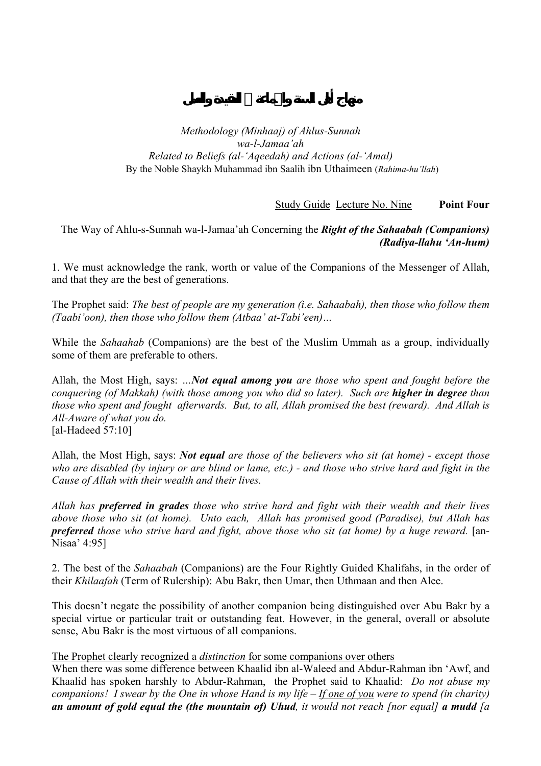# منهاج أهل السنة والجماعة في العقيدة والعمل

*Methodology (Minhaaj) of Ahlus-Sunnah wa-l-Jamaa'ah*
*Related to Beliefs (al-'Aqeedah) and Actions (al-'Amal)*
By the Noble Shaykh Muhammad ibn Saalih ibn Uthaimeen (*Rahima-hu'llah*)

Study Guide Lecture No. Nine **Point Four**

The Way of Ahlu-s-Sunnah wa-l-Jamaa'ah Concerning the ***Right of the Sahaabah (Companions) (Radiya-llahu 'An-hum)***

1. We must acknowledge the rank, worth or value of the Companions of the Messenger of Allah, and that they are the best of generations.

The Prophet said: *The best of people are my generation (i.e. Sahaabah), then those who follow them (Taabi'oon), then those who follow them (Atbaa' at-Tabi'een)…*

While the *Sahaahab* (Companions) are the best of the Muslim Ummah as a group, individually some of them are preferable to others.

Allah, the Most High, says: ...***Not equal among you*** *are those who spent and fought before the conquering (of Makkah) (with those among you who did so later). Such are* ***higher in degree*** *than those who spent and fought afterwards. But, to all, Allah promised the best (reward). And Allah is All-Aware of what you do.*
[al-Hadeed 57:10]

Allah, the Most High, says: ***Not equal*** *are those of the believers who sit (at home) - except those who are disabled (by injury or are blind or lame, etc.) - and those who strive hard and fight in the Cause of Allah with their wealth and their lives.*

*Allah has* ***preferred in grades*** *those who strive hard and fight with their wealth and their lives above those who sit (at home). Unto each, Allah has promised good (Paradise), but Allah has* ***preferred*** *those who strive hard and fight, above those who sit (at home) by a huge reward.* [an-Nisaa' 4:95]

2. The best of the *Sahaabah* (Companions) are the Four Rightly Guided Khalifahs, in the order of their *Khilaafah* (Term of Rulership): Abu Bakr, then Umar, then Uthmaan and then Alee.

This doesn't negate the possibility of another companion being distinguished over Abu Bakr by a special virtue or particular trait or outstanding feat. However, in the general, overall or absolute sense, Abu Bakr is the most virtuous of all companions.

The Prophet clearly recognized a *distinction* for some companions over others
When there was some difference between Khaalid ibn al-Waleed and Abdur-Rahman ibn 'Awf, and Khaalid has spoken harshly to Abdur-Rahman, the Prophet said to Khaalid: *Do not abuse my companions! I swear by the One in whose Hand is my life – If one of you were to spend (in charity)* ***an amount of gold equal the (the mountain of) Uhud****, it would not reach [nor equal]* ***a mudd*** *[a*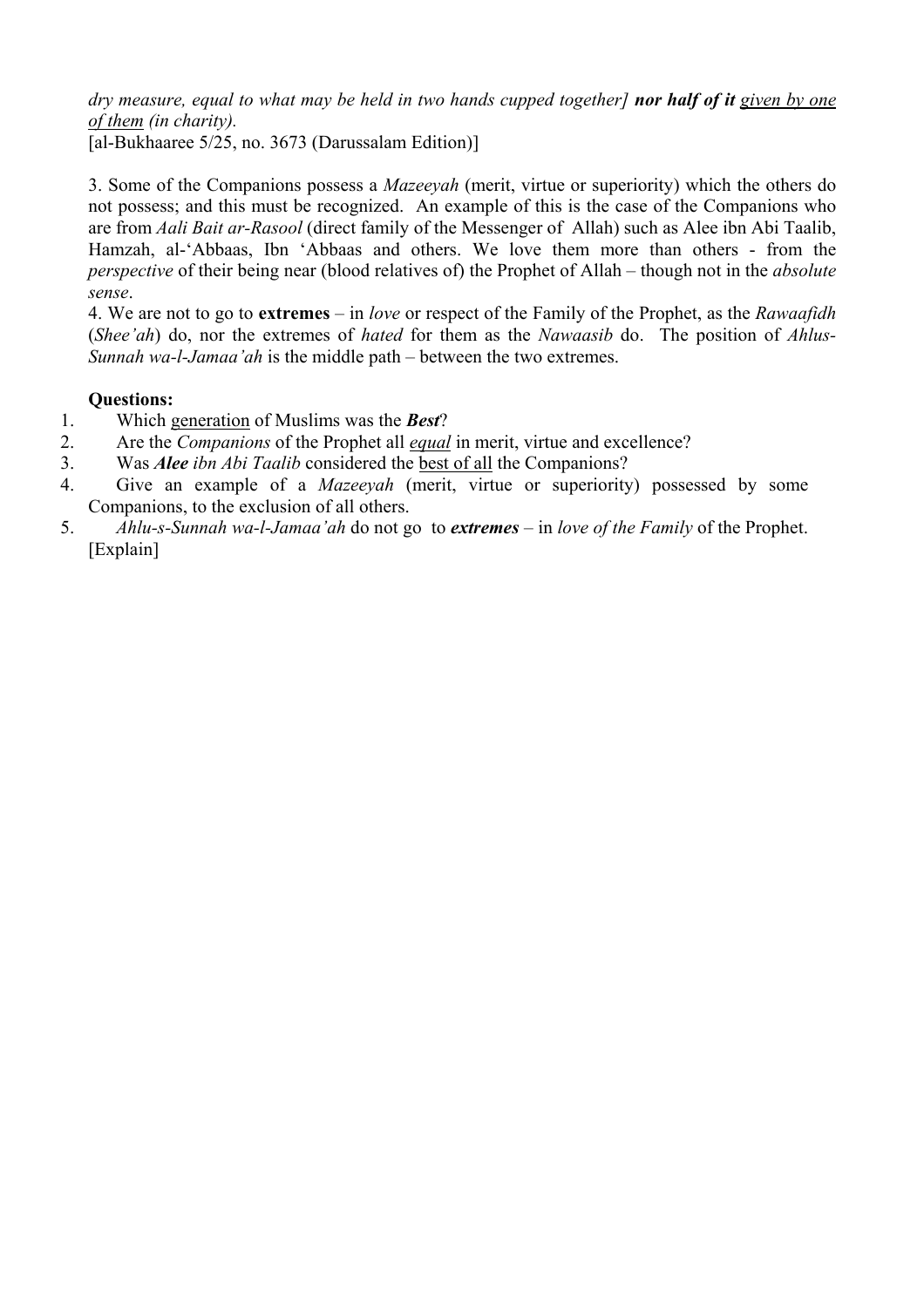*dry measure, equal to what may be held in two hands cupped together]* ***nor half of it*** *given by one of them (in charity).*
[al-Bukhaaree 5/25, no. 3673 (Darussalam Edition)]

3. Some of the Companions possess a *Mazeeyah* (merit, virtue or superiority) which the others do not possess; and this must be recognized. An example of this is the case of the Companions who are from *Aali Bait ar-Rasool* (direct family of the Messenger of Allah) such as Alee ibn Abi Taalib, Hamzah, al-'Abbaas, Ibn 'Abbaas and others. We love them more than others - from the *perspective* of their being near (blood relatives of) the Prophet of Allah – though not in the *absolute sense*.

4. We are not to go to **extremes** – in *love* or respect of the Family of the Prophet, as the *Rawaafidh* (*Shee'ah*) do, nor the extremes of *hated* for them as the *Nawaasib* do. The position of *Ahlus-Sunnah wa-l-Jamaa'ah* is the middle path – between the two extremes.

**Questions:**

1. Which generation of Muslims was the ***Best***?
2. Are the *Companions* of the Prophet all *equal* in merit, virtue and excellence?
3. Was ***Alee*** *ibn Abi Taalib* considered the best of all the Companions?
4. Give an example of a *Mazeeyah* (merit, virtue or superiority) possessed by some Companions, to the exclusion of all others.
5. *Ahlu-s-Sunnah wa-l-Jamaa'ah* do not go to ***extremes*** – in *love of the Family* of the Prophet. [Explain]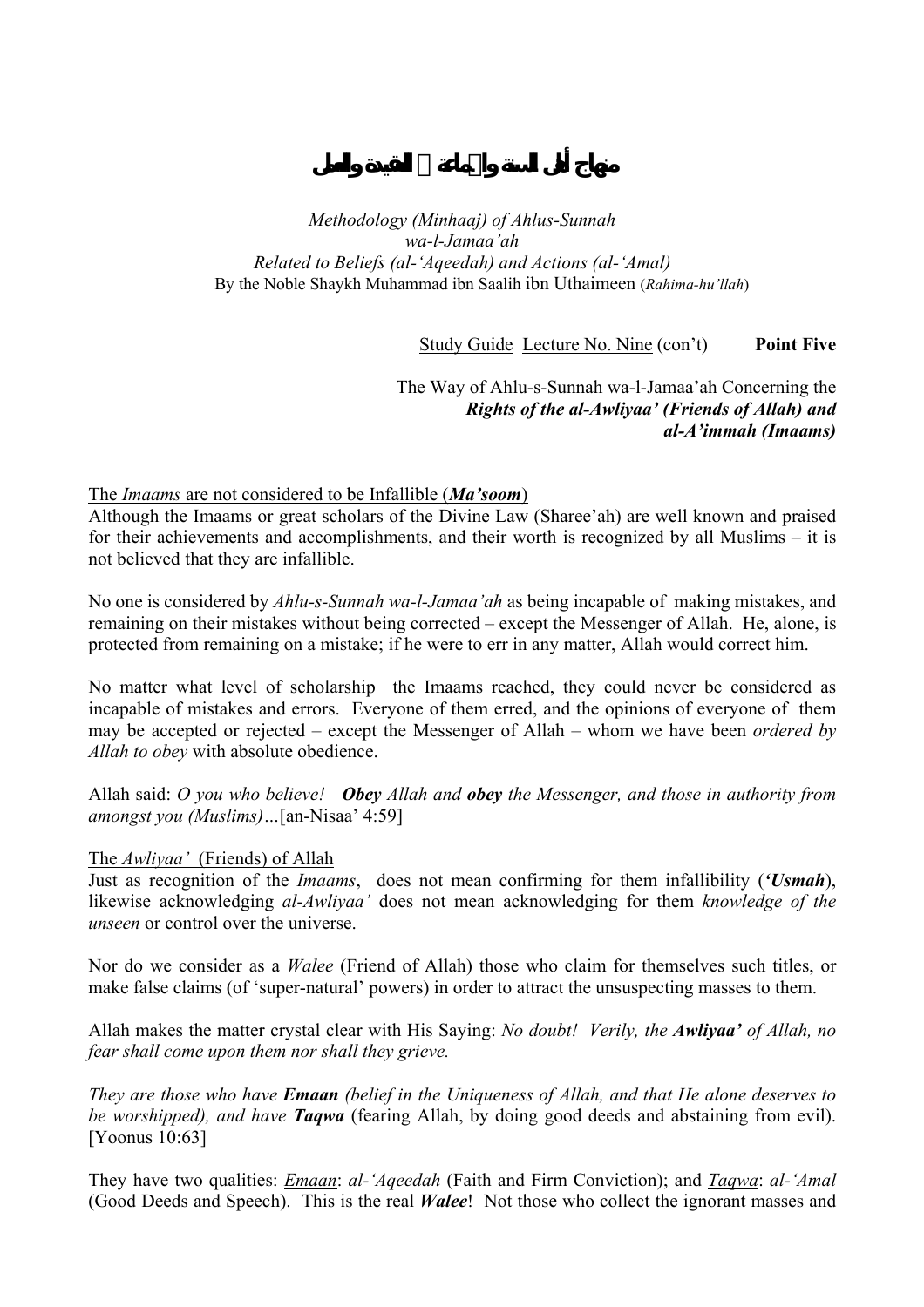# منهاج أهل السنة والجماعة في العقيدة والعمل

*Methodology (Minhaaj) of Ahlus-Sunnah*
*wa-l-Jamaa'ah*
*Related to Beliefs (al-'Aqeedah) and Actions (al-'Amal)*
By the Noble Shaykh Muhammad ibn Saalih ibn Uthaimeen (*Rahima-hu'llah*)

Study Guide Lecture No. Nine (con't) **Point Five**

The Way of Ahlu-s-Sunnah wa-l-Jamaa'ah Concerning the ***Rights of the al-Awliyaa' (Friends of Allah) and al-A'immah (Imaams)***

The *Imaams* are not considered to be Infallible (***Ma'soom***)

Although the Imaams or great scholars of the Divine Law (Sharee'ah) are well known and praised for their achievements and accomplishments, and their worth is recognized by all Muslims – it is not believed that they are infallible.

No one is considered by *Ahlu-s-Sunnah wa-l-Jamaa'ah* as being incapable of making mistakes, and remaining on their mistakes without being corrected – except the Messenger of Allah. He, alone, is protected from remaining on a mistake; if he were to err in any matter, Allah would correct him.

No matter what level of scholarship the Imaams reached, they could never be considered as incapable of mistakes and errors. Everyone of them erred, and the opinions of everyone of them may be accepted or rejected – except the Messenger of Allah – whom we have been *ordered by Allah to obey* with absolute obedience.

Allah said: *O you who believe!* ***Obey*** *Allah and* ***obey*** *the Messenger, and those in authority from amongst you (Muslims)…*[an-Nisaa' 4:59]

The *Awliyaa'* (Friends) of Allah

Just as recognition of the *Imaams*, does not mean confirming for them infallibility (***'Usmah***), likewise acknowledging *al-Awliyaa'* does not mean acknowledging for them *knowledge of the unseen* or control over the universe.

Nor do we consider as a *Walee* (Friend of Allah) those who claim for themselves such titles, or make false claims (of 'super-natural' powers) in order to attract the unsuspecting masses to them.

Allah makes the matter crystal clear with His Saying: *No doubt! Verily, the* ***Awliyaa'*** *of Allah, no fear shall come upon them nor shall they grieve.*

*They are those who have* ***Emaan*** *(belief in the Uniqueness of Allah, and that He alone deserves to be worshipped), and have* ***Taqwa*** (fearing Allah, by doing good deeds and abstaining from evil). [Yoonus 10:63]

They have two qualities: *Emaan*: *al-'Aqeedah* (Faith and Firm Conviction); and *Taqwa*: *al-'Amal* (Good Deeds and Speech). This is the real ***Walee***! Not those who collect the ignorant masses and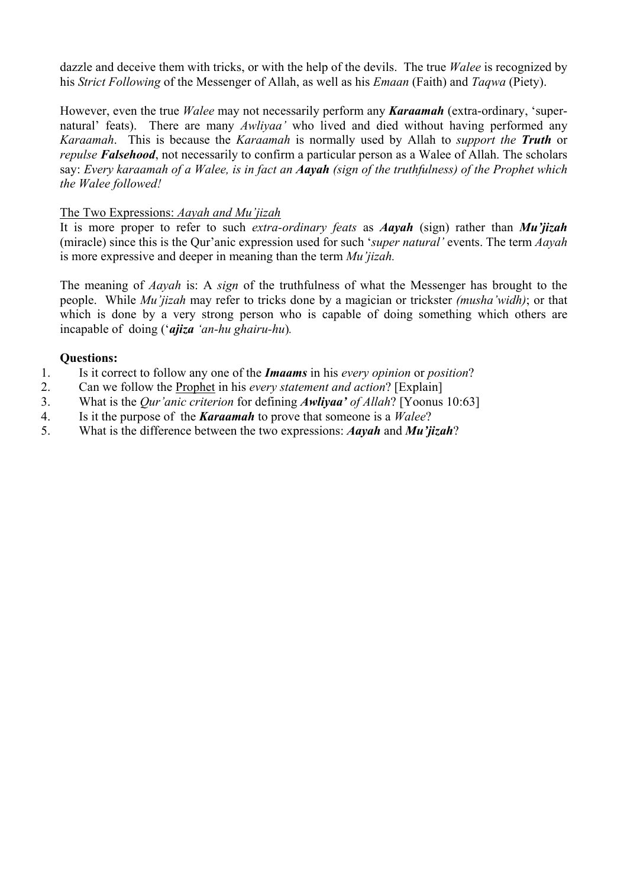dazzle and deceive them with tricks, or with the help of the devils. The true *Walee* is recognized by his *Strict Following* of the Messenger of Allah, as well as his *Emaan* (Faith) and *Taqwa* (Piety).

However, even the true *Walee* may not necessarily perform any ***Karaamah*** (extra-ordinary, 'super-natural' feats). There are many *Awliyaa'* who lived and died without having performed any *Karaamah*. This is because the *Karaamah* is normally used by Allah to *support the **Truth*** or *repulse **Falsehood***, not necessarily to confirm a particular person as a Walee of Allah. The scholars say: *Every karaamah of a Walee, is in fact an **Aayah** (sign of the truthfulness) of the Prophet which the Walee followed!*

<u>The Two Expressions: *Aayah and Mu'jizah*</u>

It is more proper to refer to such *extra-ordinary feats* as ***Aayah*** (sign) rather than ***Mu'jizah*** (miracle) since this is the Qur'anic expression used for such '*super natural'* events. The term *Aayah* is more expressive and deeper in meaning than the term *Mu'jizah.*

The meaning of *Aayah* is: A *sign* of the truthfulness of what the Messenger has brought to the people. While *Mu'jizah* may refer to tricks done by a magician or trickster *(musha'widh)*; or that which is done by a very strong person who is capable of doing something which others are incapable of doing ('***ajiza*** *'an-hu ghairu-hu*).

**Questions:**

1. Is it correct to follow any one of the ***Imaams*** in his *every opinion* or *position*?
2. Can we follow the <u>Prophet</u> in his *every statement and action*? [Explain]
3. What is the *Qur'anic criterion* for defining ***Awliyaa'*** *of Allah*? [Yoonus 10:63]
4. Is it the purpose of the ***Karaamah*** to prove that someone is a *Walee*?
5. What is the difference between the two expressions: ***Aayah*** and ***Mu'jizah***?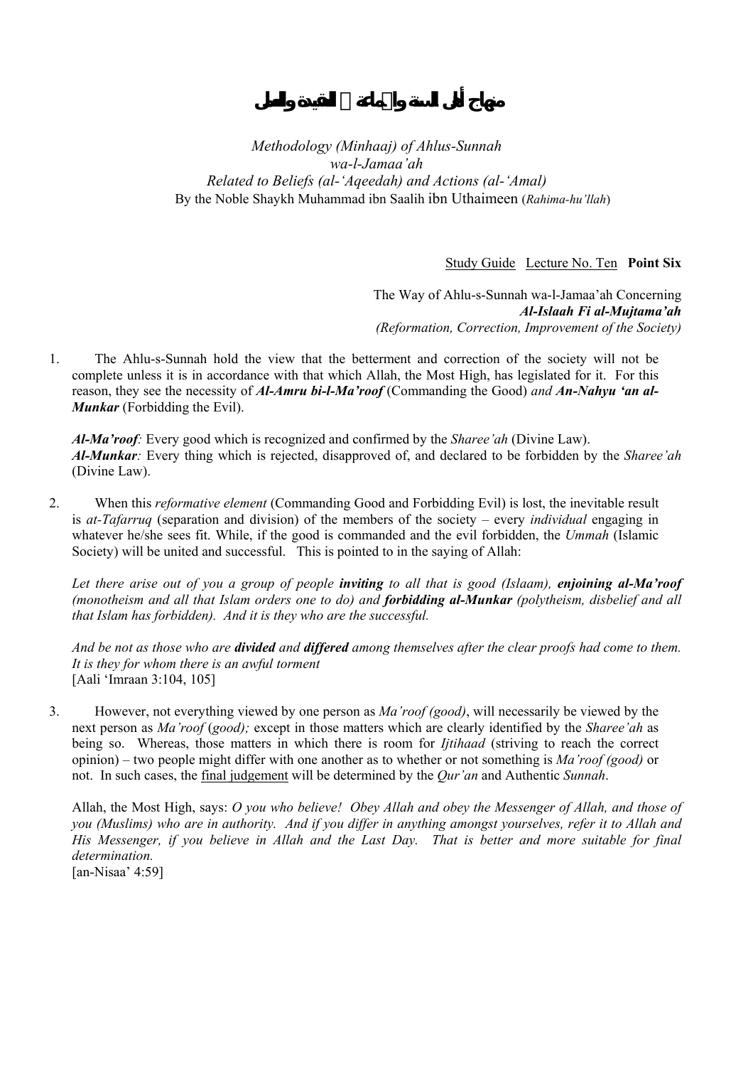# منهاج أهل السنة والجماعة في العقيدة والعمل

*Methodology (Minhaaj) of Ahlus-Sunnah wa-l-Jamaa'ah*
*Related to Beliefs (al-'Aqeedah) and Actions (al-'Amal)*
By the Noble Shaykh Muhammad ibn Saalih ibn Uthaimeen (*Rahima-hu'llah*)

Study Guide Lecture No. Ten **Point Six**

The Way of Ahlu-s-Sunnah wa-l-Jamaa'ah Concerning
***Al-Islaah Fi al-Mujtama'ah***
*(Reformation, Correction, Improvement of the Society)*

1. The Ahlu-s-Sunnah hold the view that the betterment and correction of the society will not be complete unless it is in accordance with that which Allah, the Most High, has legislated for it. For this reason, they see the necessity of ***Al-Amru bi-l-Ma'roof*** (Commanding the Good) *and* ***An-Nahyu 'an al-Munkar*** (Forbidding the Evil).

   ***Al-Ma'roof**:* Every good which is recognized and confirmed by the *Sharee'ah* (Divine Law).
   ***Al-Munkar**:* Every thing which is rejected, disapproved of, and declared to be forbidden by the *Sharee'ah* (Divine Law).

2. When this *reformative element* (Commanding Good and Forbidding Evil) is lost, the inevitable result is *at-Tafarruq* (separation and division) of the members of the society – every *individual* engaging in whatever he/she sees fit. While, if the good is commanded and the evil forbidden, the *Ummah* (Islamic Society) will be united and successful. This is pointed to in the saying of Allah:

   *Let there arise out of you a group of people **inviting** to all that is good (Islaam), **enjoining al-Ma'roof** (monotheism and all that Islam orders one to do) and **forbidding al-Munkar** (polytheism, disbelief and all that Islam has forbidden). And it is they who are the successful.*

   *And be not as those who are **divided** and **differed** among themselves after the clear proofs had come to them. It is they for whom there is an awful torment*
   [Aali 'Imraan 3:104, 105]

3. However, not everything viewed by one person as *Ma'roof (good)*, will necessarily be viewed by the next person as *Ma'roof* (*good);* except in those matters which are clearly identified by the *Sharee'ah* as being so. Whereas, those matters in which there is room for *Ijtihaad* (striving to reach the correct opinion) – two people might differ with one another as to whether or not something is *Ma'roof (good)* or not. In such cases, the final judgement will be determined by the *Qur'an* and Authentic *Sunnah*.

   Allah, the Most High, says: *O you who believe! Obey Allah and obey the Messenger of Allah, and those of you (Muslims) who are in authority. And if you differ in anything amongst yourselves, refer it to Allah and His Messenger, if you believe in Allah and the Last Day. That is better and more suitable for final determination.*
   [an-Nisaa' 4:59]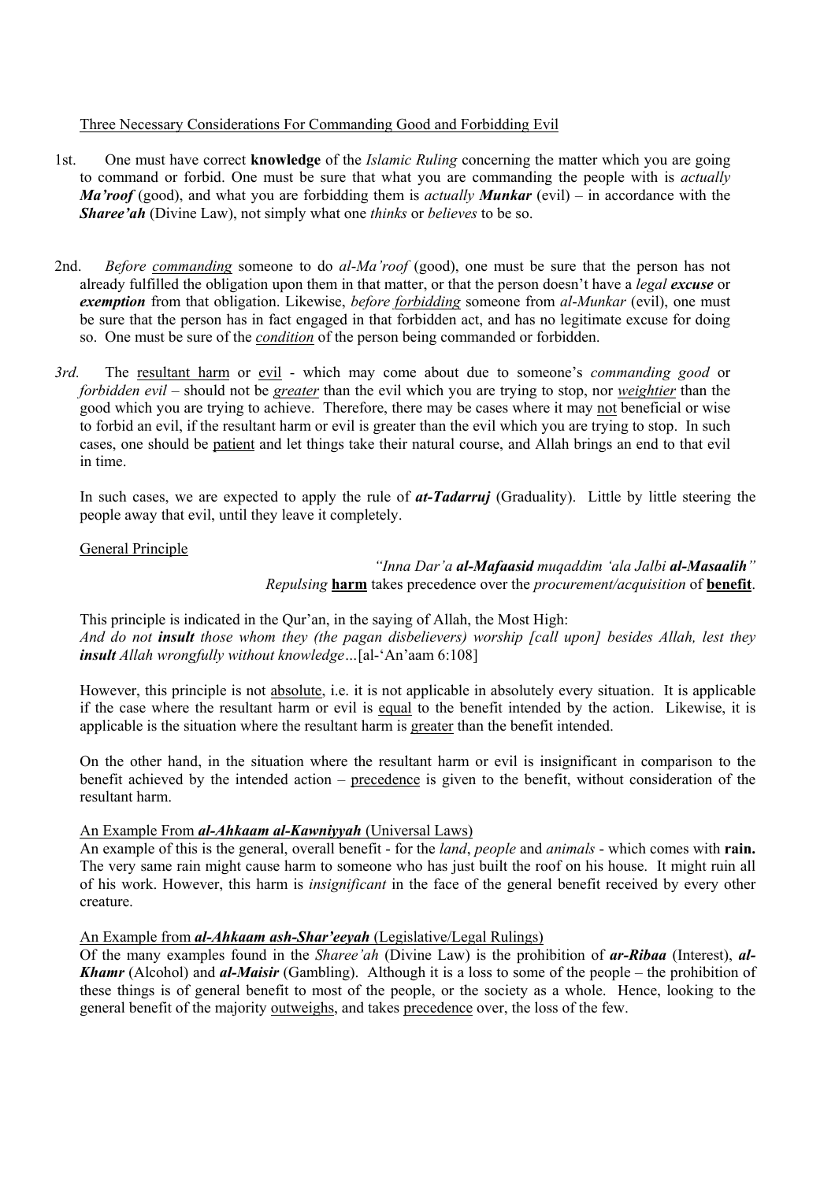<u>Three Necessary Considerations For Commanding Good and Forbidding Evil</u>

1st. One must have correct **knowledge** of the *Islamic Ruling* concerning the matter which you are going to command or forbid. One must be sure that what you are commanding the people with is *actually **Ma'roof*** (good), and what you are forbidding them is *actually **Munkar*** (evil) – in accordance with the ***Sharee'ah*** (Divine Law), not simply what one *thinks* or *believes* to be so.

2nd. *Before <u>commanding</u>* someone to do *al-Ma'roof* (good), one must be sure that the person has not already fulfilled the obligation upon them in that matter, or that the person doesn't have a *legal **excuse*** or ***exemption*** from that obligation. Likewise, *before <u>forbidding</u>* someone from *al-Munkar* (evil), one must be sure that the person has in fact engaged in that forbidden act, and has no legitimate excuse for doing so. One must be sure of the *<u>condition</u>* of the person being commanded or forbidden.

*3rd.* The <u>resultant harm</u> or <u>evil</u> - which may come about due to someone's *commanding good* or *forbidden evil* – should not be *<u>greater</u>* than the evil which you are trying to stop, nor *<u>weightier</u>* than the good which you are trying to achieve. Therefore, there may be cases where it may <u>not</u> beneficial or wise to forbid an evil, if the resultant harm or evil is greater than the evil which you are trying to stop. In such cases, one should be <u>patient</u> and let things take their natural course, and Allah brings an end to that evil in time.

In such cases, we are expected to apply the rule of ***at-Tadarruj*** (Graduality). Little by little steering the people away that evil, until they leave it completely.

<u>General Principle</u>

*"Inna Dar'a **al-Mafaasid** muqaddim 'ala Jalbi **al-Masaalih**"*
*Repulsing* **<u>harm</u>** takes precedence over the *procurement/acquisition* of **<u>benefit</u>**.

This principle is indicated in the Qur'an, in the saying of Allah, the Most High:
*And do not **insult** those whom they (the pagan disbelievers) worship [call upon] besides Allah, lest they **insult** Allah wrongfully without knowledge…*[al-'An'aam 6:108]

However, this principle is not <u>absolute</u>, i.e. it is not applicable in absolutely every situation. It is applicable if the case where the resultant harm or evil is <u>equal</u> to the benefit intended by the action. Likewise, it is applicable is the situation where the resultant harm is <u>greater</u> than the benefit intended.

On the other hand, in the situation where the resultant harm or evil is insignificant in comparison to the benefit achieved by the intended action – <u>precedence</u> is given to the benefit, without consideration of the resultant harm.

<u>An Example From ***al-Ahkaam al-Kawniyyah*** (Universal Laws)</u>
An example of this is the general, overall benefit - for the *land*, *people* and *animals* - which comes with **rain.** The very same rain might cause harm to someone who has just built the roof on his house. It might ruin all of his work. However, this harm is *insignificant* in the face of the general benefit received by every other creature.

<u>An Example from ***al-Ahkaam ash-Shar'eeyah*** (Legislative/Legal Rulings)</u>
Of the many examples found in the *Sharee'ah* (Divine Law) is the prohibition of ***ar-Ribaa*** (Interest), ***al-Khamr*** (Alcohol) and ***al-Maisir*** (Gambling). Although it is a loss to some of the people – the prohibition of these things is of general benefit to most of the people, or the society as a whole. Hence, looking to the general benefit of the majority <u>outweighs</u>, and takes <u>precedence</u> over, the loss of the few.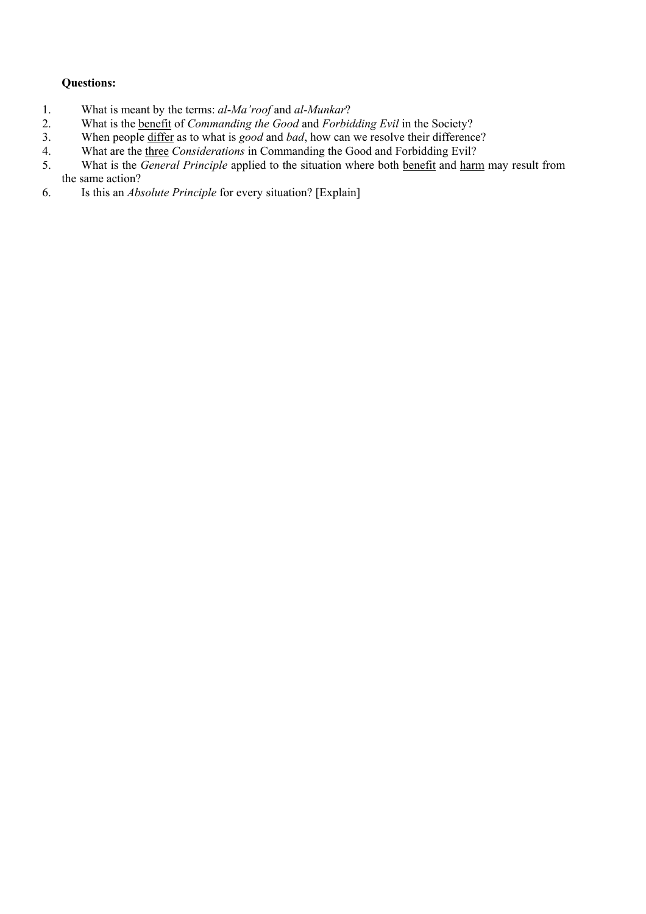**Questions:**

1. What is meant by the terms: *al-Ma'roof* and *al-Munkar*?
2. What is the <u>benefit</u> of *Commanding the Good* and *Forbidding Evil* in the Society?
3. When people <u>differ</u> as to what is *good* and *bad*, how can we resolve their difference?
4. What are the <u>three</u> *Considerations* in Commanding the Good and Forbidding Evil?
5. What is the *General Principle* applied to the situation where both <u>benefit</u> and <u>harm</u> may result from the same action?
6. Is this an *Absolute Principle* for every situation? [Explain]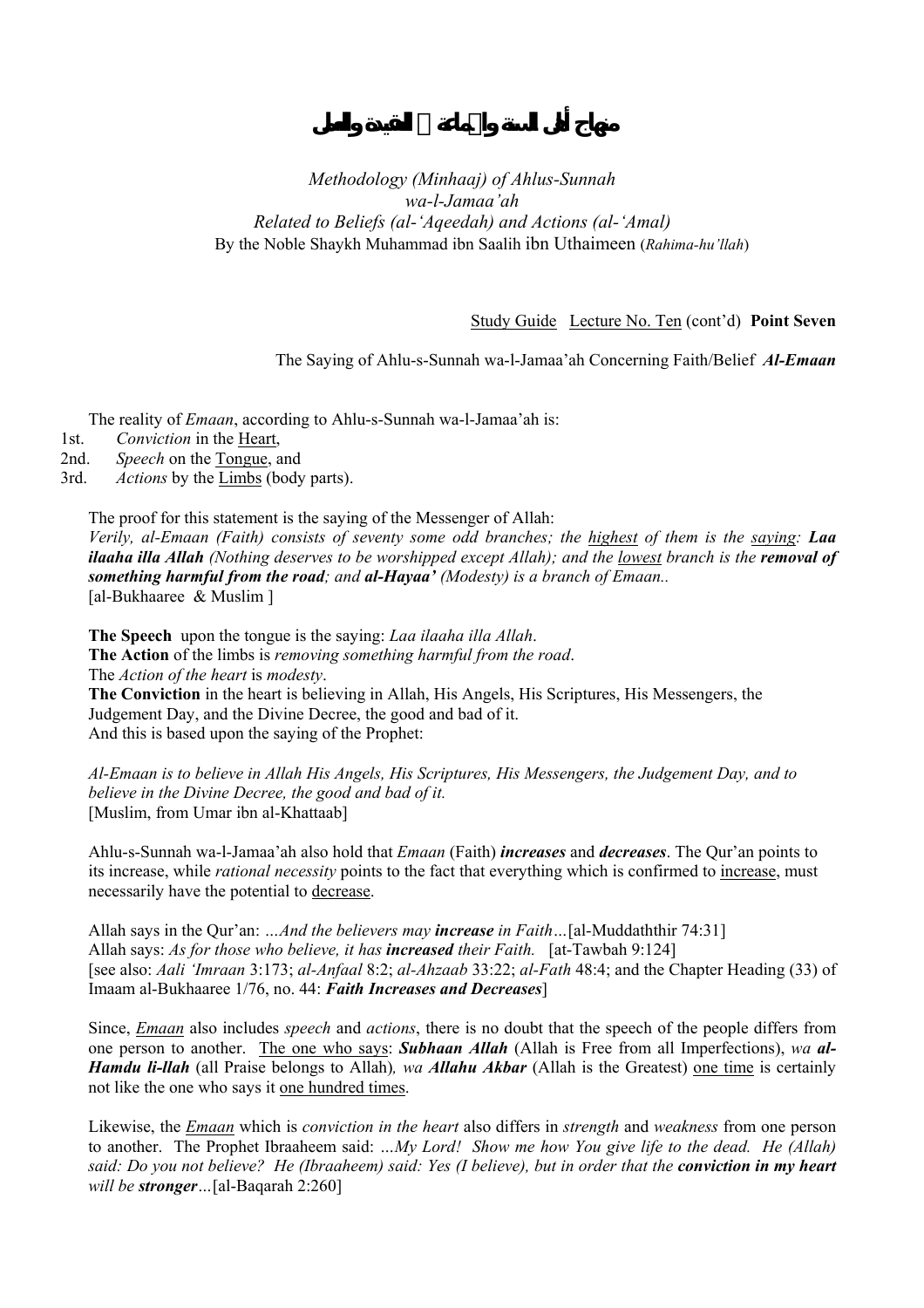# منهاج أهل السنة والجماعة في العقيدة والعمل

*Methodology (Minhaaj) of Ahlus-Sunnah wa-l-Jamaa'ah*
*Related to Beliefs (al-'Aqeedah) and Actions (al-'Amal)*
By the Noble Shaykh Muhammad ibn Saalih ibn Uthaimeen (*Rahima-hu'llah*)

Study Guide Lecture No. Ten (cont'd) **Point Seven**

The Saying of Ahlu-s-Sunnah wa-l-Jamaa'ah Concerning Faith/Belief ***Al-Emaan***

The reality of *Emaan*, according to Ahlu-s-Sunnah wa-l-Jamaa'ah is:

1st. *Conviction* in the Heart,
2nd. *Speech* on the Tongue, and
3rd. *Actions* by the Limbs (body parts).

The proof for this statement is the saying of the Messenger of Allah:
*Verily, al-Emaan (Faith) consists of seventy some odd branches; the highest of them is the saying: **Laa ilaaha illa Allah** (Nothing deserves to be worshipped except Allah); and the lowest branch is the **removal of something harmful from the road**; and **al-Hayaa'** (Modesty) is a branch of Emaan..*
[al-Bukhaaree & Muslim ]

**The Speech** upon the tongue is the saying: *Laa ilaaha illa Allah*.
**The Action** of the limbs is *removing something harmful from the road*.
The *Action of the heart* is *modesty*.
**The Conviction** in the heart is believing in Allah, His Angels, His Scriptures, His Messengers, the Judgement Day, and the Divine Decree, the good and bad of it.
And this is based upon the saying of the Prophet:

*Al-Emaan is to believe in Allah His Angels, His Scriptures, His Messengers, the Judgement Day, and to believe in the Divine Decree, the good and bad of it.*
[Muslim, from Umar ibn al-Khattaab]

Ahlu-s-Sunnah wa-l-Jamaa'ah also hold that *Emaan* (Faith) ***increases*** and ***decreases***. The Qur'an points to its increase, while *rational necessity* points to the fact that everything which is confirmed to increase, must necessarily have the potential to decrease.

Allah says in the Qur'an: *...And the believers may **increase** in Faith...*[al-Muddaththir 74:31]
Allah says: *As for those who believe, it has **increased** their Faith.* [at-Tawbah 9:124]
[see also: *Aali 'Imraan* 3:173; *al-Anfaal* 8:2; *al-Ahzaab* 33:22; *al-Fath* 48:4; and the Chapter Heading (33) of Imaam al-Bukhaaree 1/76, no. 44: ***Faith Increases and Decreases***]

Since, *Emaan* also includes *speech* and *actions*, there is no doubt that the speech of the people differs from one person to another. The one who says: ***Subhaan Allah*** (Allah is Free from all Imperfections), *wa **al-Hamdu li-llah*** (all Praise belongs to Allah)*, wa **Allahu Akbar*** (Allah is the Greatest) one time is certainly not like the one who says it one hundred times.

Likewise, the *Emaan* which is *conviction in the heart* also differs in *strength* and *weakness* from one person to another. The Prophet Ibraaheem said: *...My Lord! Show me how You give life to the dead. He (Allah) said: Do you not believe? He (Ibraaheem) said: Yes (I believe), but in order that the **conviction in my heart** will be **stronger**...*[al-Baqarah 2:260]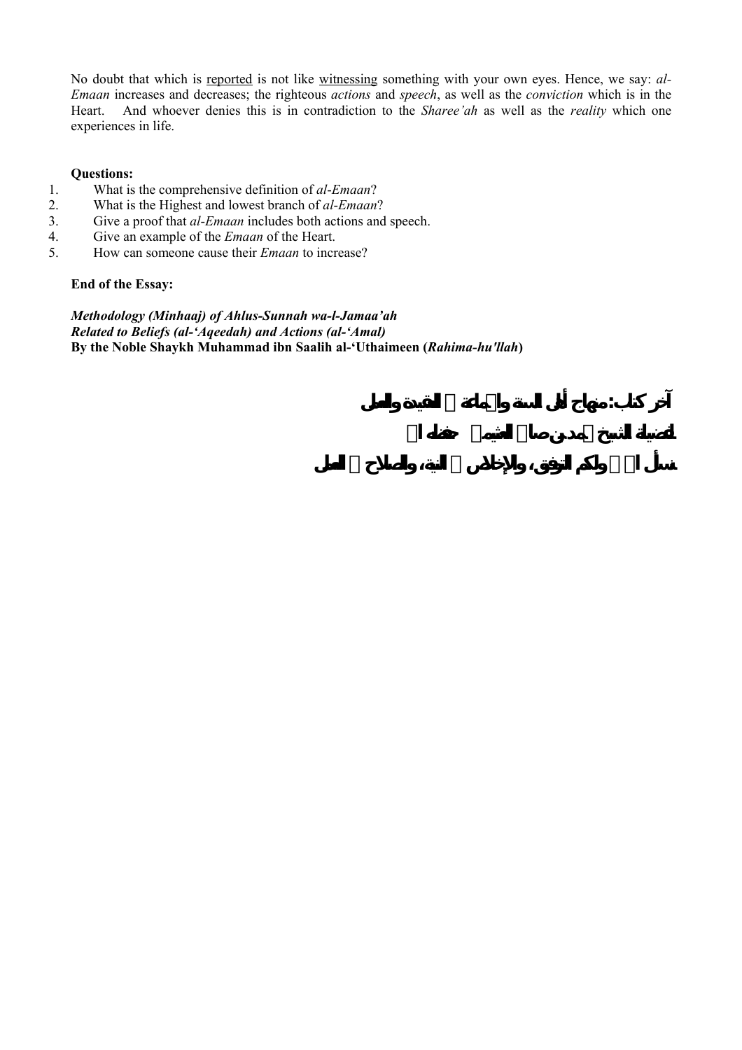No doubt that which is reported is not like witnessing something with your own eyes. Hence, we say: *al-Emaan* increases and decreases; the righteous *actions* and *speech*, as well as the *conviction* which is in the Heart. And whoever denies this is in contradiction to the *Sharee'ah* as well as the *reality* which one experiences in life.

**Questions:**

1. What is the comprehensive definition of *al-Emaan*?
2. What is the Highest and lowest branch of *al-Emaan*?
3. Give a proof that *al-Emaan* includes both actions and speech.
4. Give an example of the *Emaan* of the Heart.
5. How can someone cause their *Emaan* to increase?

**End of the Essay:**

***Methodology (Minhaaj) of Ahlus-Sunnah wa-l-Jamaa'ah***
***Related to Beliefs (al-'Aqeedah) and Actions (al-'Amal)***
**By the Noble Shaykh Muhammad ibn Saalih al-'Uthaimeen (*Rahima-hu'llah*)**

**آخر كتاب: منهاج أهل السنة والجماعة في العقيدة والعمل**

**لفضيلة الشيخ محمد بن صالح العثيمين حفظه الله**

**نسأل الله لنا ولكم التوفيق، والإخلاص في النية، والصلاح في العمل**